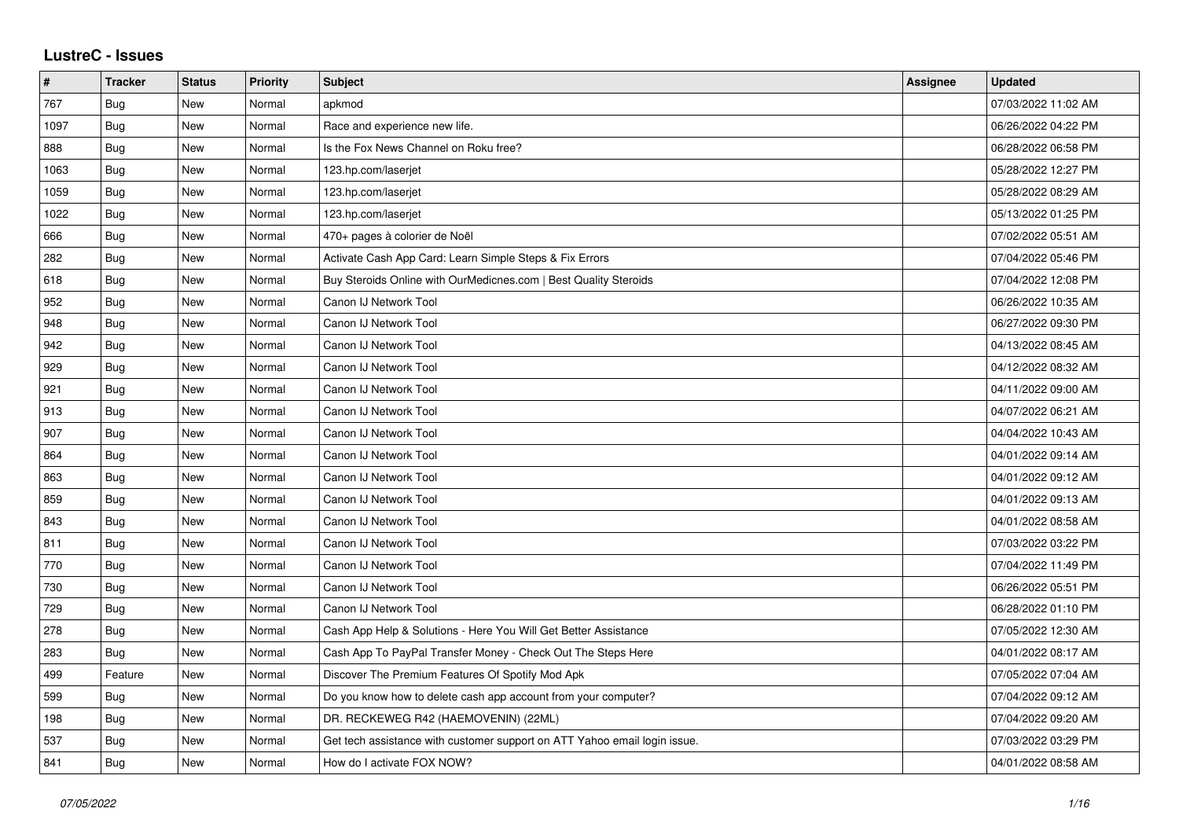# LustreC - Issues

| # | Tracker | Status | Priority | Subject | Assignee | Updated |
|---|---|---|---|---|---|---|
| 767 | Bug | New | Normal | apkmod | | 07/03/2022 11:02 AM |
| 1097 | Bug | New | Normal | Race and experience new life. | | 06/26/2022 04:22 PM |
| 888 | Bug | New | Normal | Is the Fox News Channel on Roku free? | | 06/28/2022 06:58 PM |
| 1063 | Bug | New | Normal | 123.hp.com/laserjet | | 05/28/2022 12:27 PM |
| 1059 | Bug | New | Normal | 123.hp.com/laserjet | | 05/28/2022 08:29 AM |
| 1022 | Bug | New | Normal | 123.hp.com/laserjet | | 05/13/2022 01:25 PM |
| 666 | Bug | New | Normal | 470+ pages à colorier de Noël | | 07/02/2022 05:51 AM |
| 282 | Bug | New | Normal | Activate Cash App Card: Learn Simple Steps & Fix Errors | | 07/04/2022 05:46 PM |
| 618 | Bug | New | Normal | Buy Steroids Online with OurMedicnes.com \| Best Quality Steroids | | 07/04/2022 12:08 PM |
| 952 | Bug | New | Normal | Canon IJ Network Tool | | 06/26/2022 10:35 AM |
| 948 | Bug | New | Normal | Canon IJ Network Tool | | 06/27/2022 09:30 PM |
| 942 | Bug | New | Normal | Canon IJ Network Tool | | 04/13/2022 08:45 AM |
| 929 | Bug | New | Normal | Canon IJ Network Tool | | 04/12/2022 08:32 AM |
| 921 | Bug | New | Normal | Canon IJ Network Tool | | 04/11/2022 09:00 AM |
| 913 | Bug | New | Normal | Canon IJ Network Tool | | 04/07/2022 06:21 AM |
| 907 | Bug | New | Normal | Canon IJ Network Tool | | 04/04/2022 10:43 AM |
| 864 | Bug | New | Normal | Canon IJ Network Tool | | 04/01/2022 09:14 AM |
| 863 | Bug | New | Normal | Canon IJ Network Tool | | 04/01/2022 09:12 AM |
| 859 | Bug | New | Normal | Canon IJ Network Tool | | 04/01/2022 09:13 AM |
| 843 | Bug | New | Normal | Canon IJ Network Tool | | 04/01/2022 08:58 AM |
| 811 | Bug | New | Normal | Canon IJ Network Tool | | 07/03/2022 03:22 PM |
| 770 | Bug | New | Normal | Canon IJ Network Tool | | 07/04/2022 11:49 PM |
| 730 | Bug | New | Normal | Canon IJ Network Tool | | 06/26/2022 05:51 PM |
| 729 | Bug | New | Normal | Canon IJ Network Tool | | 06/28/2022 01:10 PM |
| 278 | Bug | New | Normal | Cash App Help & Solutions - Here You Will Get Better Assistance | | 07/05/2022 12:30 AM |
| 283 | Bug | New | Normal | Cash App To PayPal Transfer Money - Check Out The Steps Here | | 04/01/2022 08:17 AM |
| 499 | Feature | New | Normal | Discover The Premium Features Of Spotify Mod Apk | | 07/05/2022 07:04 AM |
| 599 | Bug | New | Normal | Do you know how to delete cash app account from your computer? | | 07/04/2022 09:12 AM |
| 198 | Bug | New | Normal | DR. RECKEWEG R42 (HAEMOVENIN) (22ML) | | 07/04/2022 09:20 AM |
| 537 | Bug | New | Normal | Get tech assistance with customer support on ATT Yahoo email login issue. | | 07/03/2022 03:29 PM |
| 841 | Bug | New | Normal | How do I activate FOX NOW? | | 04/01/2022 08:58 AM |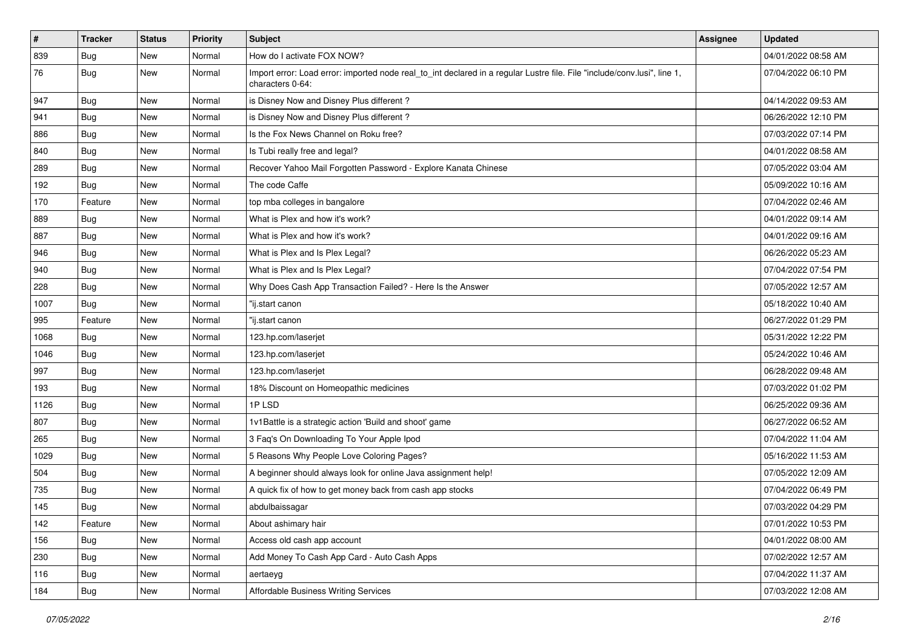| # | Tracker | Status | Priority | Subject | Assignee | Updated |
| --- | --- | --- | --- | --- | --- | --- |
| 839 | Bug | New | Normal | How do I activate FOX NOW? | | 04/01/2022 08:58 AM |
| 76 | Bug | New | Normal | Import error: Load error: imported node real_to_int declared in a regular Lustre file. File "include/conv.lusi", line 1, characters 0-64: | | 07/04/2022 06:10 PM |
| 947 | Bug | New | Normal | is Disney Now and Disney Plus different ? | | 04/14/2022 09:53 AM |
| 941 | Bug | New | Normal | is Disney Now and Disney Plus different ? | | 06/26/2022 12:10 PM |
| 886 | Bug | New | Normal | Is the Fox News Channel on Roku free? | | 07/03/2022 07:14 PM |
| 840 | Bug | New | Normal | Is Tubi really free and legal? | | 04/01/2022 08:58 AM |
| 289 | Bug | New | Normal | Recover Yahoo Mail Forgotten Password - Explore Kanata Chinese | | 07/05/2022 03:04 AM |
| 192 | Bug | New | Normal | The code Caffe | | 05/09/2022 10:16 AM |
| 170 | Feature | New | Normal | top mba colleges in bangalore | | 07/04/2022 02:46 AM |
| 889 | Bug | New | Normal | What is Plex and how it's work? | | 04/01/2022 09:14 AM |
| 887 | Bug | New | Normal | What is Plex and how it's work? | | 04/01/2022 09:16 AM |
| 946 | Bug | New | Normal | What is Plex and Is Plex Legal? | | 06/26/2022 05:23 AM |
| 940 | Bug | New | Normal | What is Plex and Is Plex Legal? | | 07/04/2022 07:54 PM |
| 228 | Bug | New | Normal | Why Does Cash App Transaction Failed? - Here Is the Answer | | 07/05/2022 12:57 AM |
| 1007 | Bug | New | Normal | "ij.start canon | | 05/18/2022 10:40 AM |
| 995 | Feature | New | Normal | "ij.start canon | | 06/27/2022 01:29 PM |
| 1068 | Bug | New | Normal | 123.hp.com/laserjet | | 05/31/2022 12:22 PM |
| 1046 | Bug | New | Normal | 123.hp.com/laserjet | | 05/24/2022 10:46 AM |
| 997 | Bug | New | Normal | 123.hp.com/laserjet | | 06/28/2022 09:48 AM |
| 193 | Bug | New | Normal | 18% Discount on Homeopathic medicines | | 07/03/2022 01:02 PM |
| 1126 | Bug | New | Normal | 1P LSD | | 06/25/2022 09:36 AM |
| 807 | Bug | New | Normal | 1v1Battle is a strategic action 'Build and shoot' game | | 06/27/2022 06:52 AM |
| 265 | Bug | New | Normal | 3 Faq's On Downloading To Your Apple Ipod | | 07/04/2022 11:04 AM |
| 1029 | Bug | New | Normal | 5 Reasons Why People Love Coloring Pages? | | 05/16/2022 11:53 AM |
| 504 | Bug | New | Normal | A beginner should always look for online Java assignment help! | | 07/05/2022 12:09 AM |
| 735 | Bug | New | Normal | A quick fix of how to get money back from cash app stocks | | 07/04/2022 06:49 PM |
| 145 | Bug | New | Normal | abdulbaissagar | | 07/03/2022 04:29 PM |
| 142 | Feature | New | Normal | About ashimary hair | | 07/01/2022 10:53 PM |
| 156 | Bug | New | Normal | Access old cash app account | | 04/01/2022 08:00 AM |
| 230 | Bug | New | Normal | Add Money To Cash App Card - Auto Cash Apps | | 07/02/2022 12:57 AM |
| 116 | Bug | New | Normal | aertaeyg | | 07/04/2022 11:37 AM |
| 184 | Bug | New | Normal | Affordable Business Writing Services | | 07/03/2022 12:08 AM |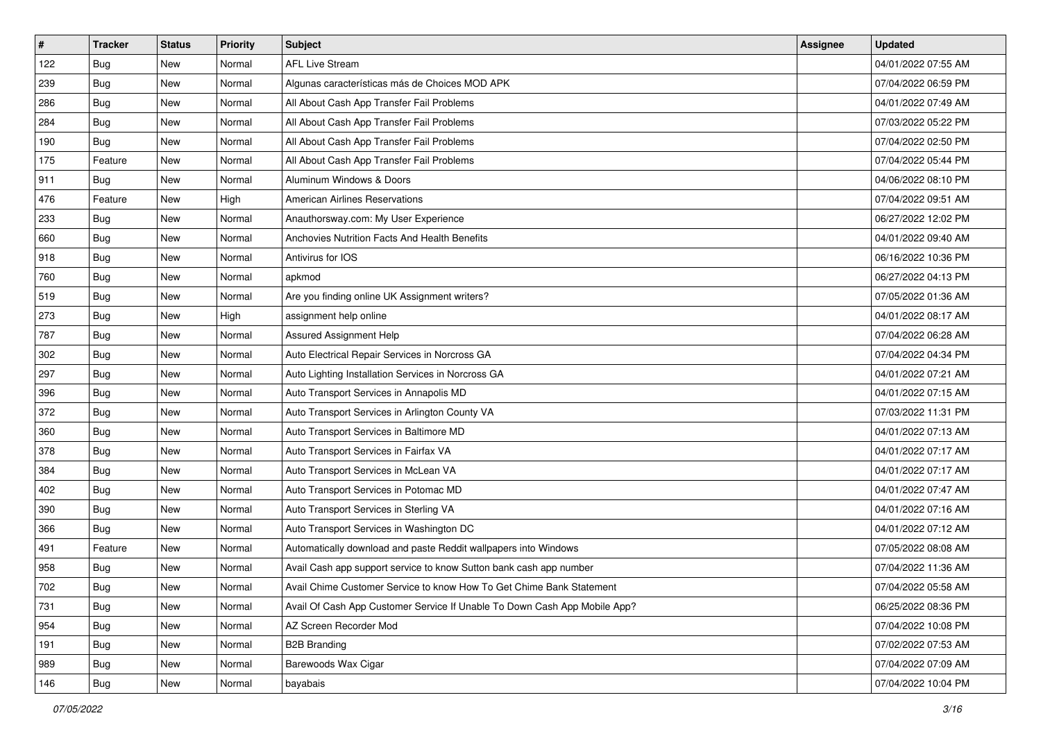| # | Tracker | Status | Priority | Subject | Assignee | Updated |
|---|---|---|---|---|---|---|
| 122 | Bug | New | Normal | AFL Live Stream | | 04/01/2022 07:55 AM |
| 239 | Bug | New | Normal | Algunas características más de Choices MOD APK | | 07/04/2022 06:59 PM |
| 286 | Bug | New | Normal | All About Cash App Transfer Fail Problems | | 04/01/2022 07:49 AM |
| 284 | Bug | New | Normal | All About Cash App Transfer Fail Problems | | 07/03/2022 05:22 PM |
| 190 | Bug | New | Normal | All About Cash App Transfer Fail Problems | | 07/04/2022 02:50 PM |
| 175 | Feature | New | Normal | All About Cash App Transfer Fail Problems | | 07/04/2022 05:44 PM |
| 911 | Bug | New | Normal | Aluminum Windows & Doors | | 04/06/2022 08:10 PM |
| 476 | Feature | New | High | American Airlines Reservations | | 07/04/2022 09:51 AM |
| 233 | Bug | New | Normal | Anauthorsway.com: My User Experience | | 06/27/2022 12:02 PM |
| 660 | Bug | New | Normal | Anchovies Nutrition Facts And Health Benefits | | 04/01/2022 09:40 AM |
| 918 | Bug | New | Normal | Antivirus for IOS | | 06/16/2022 10:36 PM |
| 760 | Bug | New | Normal | apkmod | | 06/27/2022 04:13 PM |
| 519 | Bug | New | Normal | Are you finding online UK Assignment writers? | | 07/05/2022 01:36 AM |
| 273 | Bug | New | High | assignment help online | | 04/01/2022 08:17 AM |
| 787 | Bug | New | Normal | Assured Assignment Help | | 07/04/2022 06:28 AM |
| 302 | Bug | New | Normal | Auto Electrical Repair Services in Norcross GA | | 07/04/2022 04:34 PM |
| 297 | Bug | New | Normal | Auto Lighting Installation Services in Norcross GA | | 04/01/2022 07:21 AM |
| 396 | Bug | New | Normal | Auto Transport Services in Annapolis MD | | 04/01/2022 07:15 AM |
| 372 | Bug | New | Normal | Auto Transport Services in Arlington County VA | | 07/03/2022 11:31 PM |
| 360 | Bug | New | Normal | Auto Transport Services in Baltimore MD | | 04/01/2022 07:13 AM |
| 378 | Bug | New | Normal | Auto Transport Services in Fairfax VA | | 04/01/2022 07:17 AM |
| 384 | Bug | New | Normal | Auto Transport Services in McLean VA | | 04/01/2022 07:17 AM |
| 402 | Bug | New | Normal | Auto Transport Services in Potomac MD | | 04/01/2022 07:47 AM |
| 390 | Bug | New | Normal | Auto Transport Services in Sterling VA | | 04/01/2022 07:16 AM |
| 366 | Bug | New | Normal | Auto Transport Services in Washington DC | | 04/01/2022 07:12 AM |
| 491 | Feature | New | Normal | Automatically download and paste Reddit wallpapers into Windows | | 07/05/2022 08:08 AM |
| 958 | Bug | New | Normal | Avail Cash app support service to know Sutton bank cash app number | | 07/04/2022 11:36 AM |
| 702 | Bug | New | Normal | Avail Chime Customer Service to know How To Get Chime Bank Statement | | 07/04/2022 05:58 AM |
| 731 | Bug | New | Normal | Avail Of Cash App Customer Service If Unable To Down Cash App Mobile App? | | 06/25/2022 08:36 PM |
| 954 | Bug | New | Normal | AZ Screen Recorder Mod | | 07/04/2022 10:08 PM |
| 191 | Bug | New | Normal | B2B Branding | | 07/02/2022 07:53 AM |
| 989 | Bug | New | Normal | Barewoods Wax Cigar | | 07/04/2022 07:09 AM |
| 146 | Bug | New | Normal | bayabais | | 07/04/2022 10:04 PM |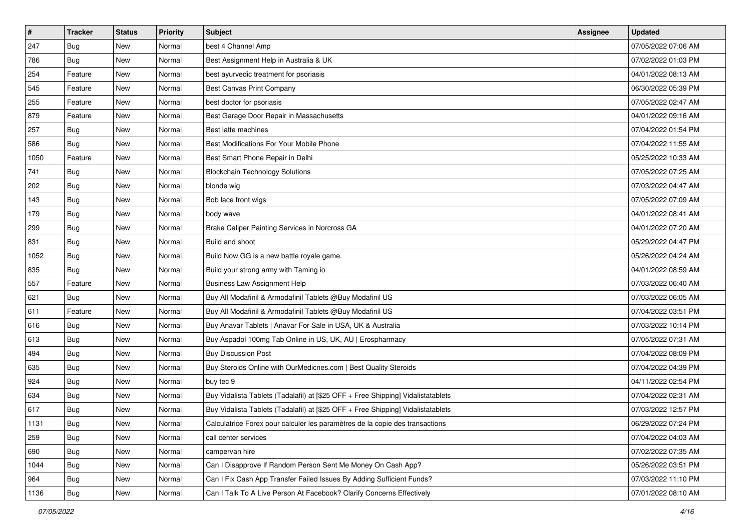| # | Tracker | Status | Priority | Subject | Assignee | Updated |
|---|---|---|---|---|---|---|
| 247 | Bug | New | Normal | best 4 Channel Amp | | 07/05/2022 07:06 AM |
| 786 | Bug | New | Normal | Best Assignment Help in Australia & UK | | 07/02/2022 01:03 PM |
| 254 | Feature | New | Normal | best ayurvedic treatment for psoriasis | | 04/01/2022 08:13 AM |
| 545 | Feature | New | Normal | Best Canvas Print Company | | 06/30/2022 05:39 PM |
| 255 | Feature | New | Normal | best doctor for psoriasis | | 07/05/2022 02:47 AM |
| 879 | Feature | New | Normal | Best Garage Door Repair in Massachusetts | | 04/01/2022 09:16 AM |
| 257 | Bug | New | Normal | Best latte machines | | 07/04/2022 01:54 PM |
| 586 | Bug | New | Normal | Best Modifications For Your Mobile Phone | | 07/04/2022 11:55 AM |
| 1050 | Feature | New | Normal | Best Smart Phone Repair in Delhi | | 05/25/2022 10:33 AM |
| 741 | Bug | New | Normal | Blockchain Technology Solutions | | 07/05/2022 07:25 AM |
| 202 | Bug | New | Normal | blonde wig | | 07/03/2022 04:47 AM |
| 143 | Bug | New | Normal | Bob lace front wigs | | 07/05/2022 07:09 AM |
| 179 | Bug | New | Normal | body wave | | 04/01/2022 08:41 AM |
| 299 | Bug | New | Normal | Brake Caliper Painting Services in Norcross GA | | 04/01/2022 07:20 AM |
| 831 | Bug | New | Normal | Build and shoot | | 05/29/2022 04:47 PM |
| 1052 | Bug | New | Normal | Build Now GG is a new battle royale game. | | 05/26/2022 04:24 AM |
| 835 | Bug | New | Normal | Build your strong army with Taming io | | 04/01/2022 08:59 AM |
| 557 | Feature | New | Normal | Business Law Assignment Help | | 07/03/2022 06:40 AM |
| 621 | Bug | New | Normal | Buy All Modafinil & Armodafinil Tablets @Buy Modafinil US | | 07/03/2022 06:05 AM |
| 611 | Feature | New | Normal | Buy All Modafinil & Armodafinil Tablets @Buy Modafinil US | | 07/04/2022 03:51 PM |
| 616 | Bug | New | Normal | Buy Anavar Tablets \| Anavar For Sale in USA, UK & Australia | | 07/03/2022 10:14 PM |
| 613 | Bug | New | Normal | Buy Aspadol 100mg Tab Online in US, UK, AU \| Erospharmacy | | 07/05/2022 07:31 AM |
| 494 | Bug | New | Normal | Buy Discussion Post | | 07/04/2022 08:09 PM |
| 635 | Bug | New | Normal | Buy Steroids Online with OurMedicnes.com \| Best Quality Steroids | | 07/04/2022 04:39 PM |
| 924 | Bug | New | Normal | buy tec 9 | | 04/11/2022 02:54 PM |
| 634 | Bug | New | Normal | Buy Vidalista Tablets (Tadalafil) at [$25 OFF + Free Shipping] Vidalistatablets | | 07/04/2022 02:31 AM |
| 617 | Bug | New | Normal | Buy Vidalista Tablets (Tadalafil) at [$25 OFF + Free Shipping] Vidalistatablets | | 07/03/2022 12:57 PM |
| 1131 | Bug | New | Normal | Calculatrice Forex pour calculer les paramètres de la copie des transactions | | 06/29/2022 07:24 PM |
| 259 | Bug | New | Normal | call center services | | 07/04/2022 04:03 AM |
| 690 | Bug | New | Normal | campervan hire | | 07/02/2022 07:35 AM |
| 1044 | Bug | New | Normal | Can I Disapprove If Random Person Sent Me Money On Cash App? | | 05/26/2022 03:51 PM |
| 964 | Bug | New | Normal | Can I Fix Cash App Transfer Failed Issues By Adding Sufficient Funds? | | 07/03/2022 11:10 PM |
| 1136 | Bug | New | Normal | Can I Talk To A Live Person At Facebook? Clarify Concerns Effectively | | 07/01/2022 08:10 AM |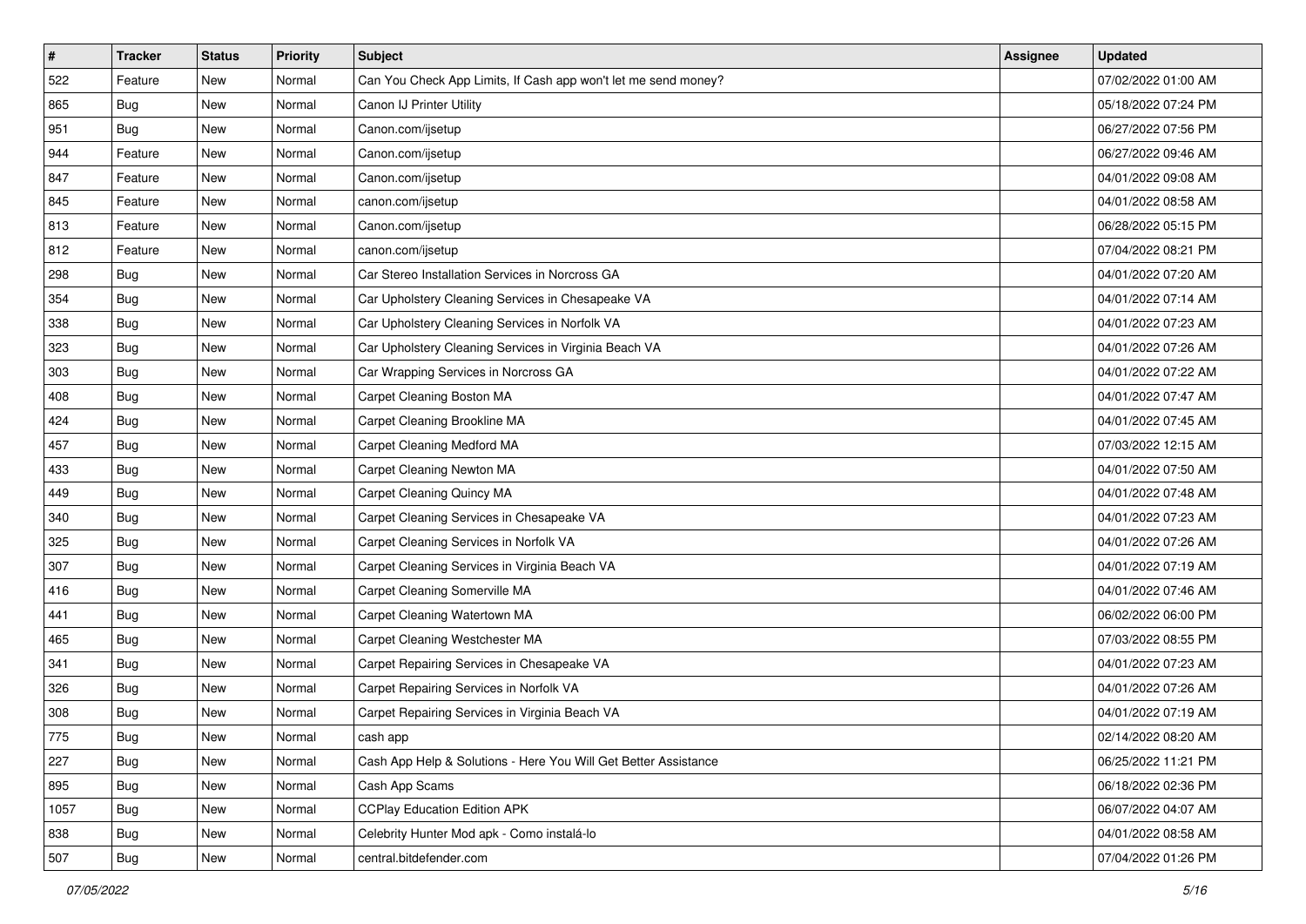| # | Tracker | Status | Priority | Subject | Assignee | Updated |
| --- | --- | --- | --- | --- | --- | --- |
| 522 | Feature | New | Normal | Can You Check App Limits, If Cash app won't let me send money? | | 07/02/2022 01:00 AM |
| 865 | Bug | New | Normal | Canon IJ Printer Utility | | 05/18/2022 07:24 PM |
| 951 | Bug | New | Normal | Canon.com/ijsetup | | 06/27/2022 07:56 PM |
| 944 | Feature | New | Normal | Canon.com/ijsetup | | 06/27/2022 09:46 AM |
| 847 | Feature | New | Normal | Canon.com/ijsetup | | 04/01/2022 09:08 AM |
| 845 | Feature | New | Normal | canon.com/ijsetup | | 04/01/2022 08:58 AM |
| 813 | Feature | New | Normal | Canon.com/ijsetup | | 06/28/2022 05:15 PM |
| 812 | Feature | New | Normal | canon.com/ijsetup | | 07/04/2022 08:21 PM |
| 298 | Bug | New | Normal | Car Stereo Installation Services in Norcross GA | | 04/01/2022 07:20 AM |
| 354 | Bug | New | Normal | Car Upholstery Cleaning Services in Chesapeake VA | | 04/01/2022 07:14 AM |
| 338 | Bug | New | Normal | Car Upholstery Cleaning Services in Norfolk VA | | 04/01/2022 07:23 AM |
| 323 | Bug | New | Normal | Car Upholstery Cleaning Services in Virginia Beach VA | | 04/01/2022 07:26 AM |
| 303 | Bug | New | Normal | Car Wrapping Services in Norcross GA | | 04/01/2022 07:22 AM |
| 408 | Bug | New | Normal | Carpet Cleaning Boston MA | | 04/01/2022 07:47 AM |
| 424 | Bug | New | Normal | Carpet Cleaning Brookline MA | | 04/01/2022 07:45 AM |
| 457 | Bug | New | Normal | Carpet Cleaning Medford MA | | 07/03/2022 12:15 AM |
| 433 | Bug | New | Normal | Carpet Cleaning Newton MA | | 04/01/2022 07:50 AM |
| 449 | Bug | New | Normal | Carpet Cleaning Quincy MA | | 04/01/2022 07:48 AM |
| 340 | Bug | New | Normal | Carpet Cleaning Services in Chesapeake VA | | 04/01/2022 07:23 AM |
| 325 | Bug | New | Normal | Carpet Cleaning Services in Norfolk VA | | 04/01/2022 07:26 AM |
| 307 | Bug | New | Normal | Carpet Cleaning Services in Virginia Beach VA | | 04/01/2022 07:19 AM |
| 416 | Bug | New | Normal | Carpet Cleaning Somerville MA | | 04/01/2022 07:46 AM |
| 441 | Bug | New | Normal | Carpet Cleaning Watertown MA | | 06/02/2022 06:00 PM |
| 465 | Bug | New | Normal | Carpet Cleaning Westchester MA | | 07/03/2022 08:55 PM |
| 341 | Bug | New | Normal | Carpet Repairing Services in Chesapeake VA | | 04/01/2022 07:23 AM |
| 326 | Bug | New | Normal | Carpet Repairing Services in Norfolk VA | | 04/01/2022 07:26 AM |
| 308 | Bug | New | Normal | Carpet Repairing Services in Virginia Beach VA | | 04/01/2022 07:19 AM |
| 775 | Bug | New | Normal | cash app | | 02/14/2022 08:20 AM |
| 227 | Bug | New | Normal | Cash App Help & Solutions - Here You Will Get Better Assistance | | 06/25/2022 11:21 PM |
| 895 | Bug | New | Normal | Cash App Scams | | 06/18/2022 02:36 PM |
| 1057 | Bug | New | Normal | CCPlay Education Edition APK | | 06/07/2022 04:07 AM |
| 838 | Bug | New | Normal | Celebrity Hunter Mod apk - Como instalá-lo | | 04/01/2022 08:58 AM |
| 507 | Bug | New | Normal | central.bitdefender.com | | 07/04/2022 01:26 PM |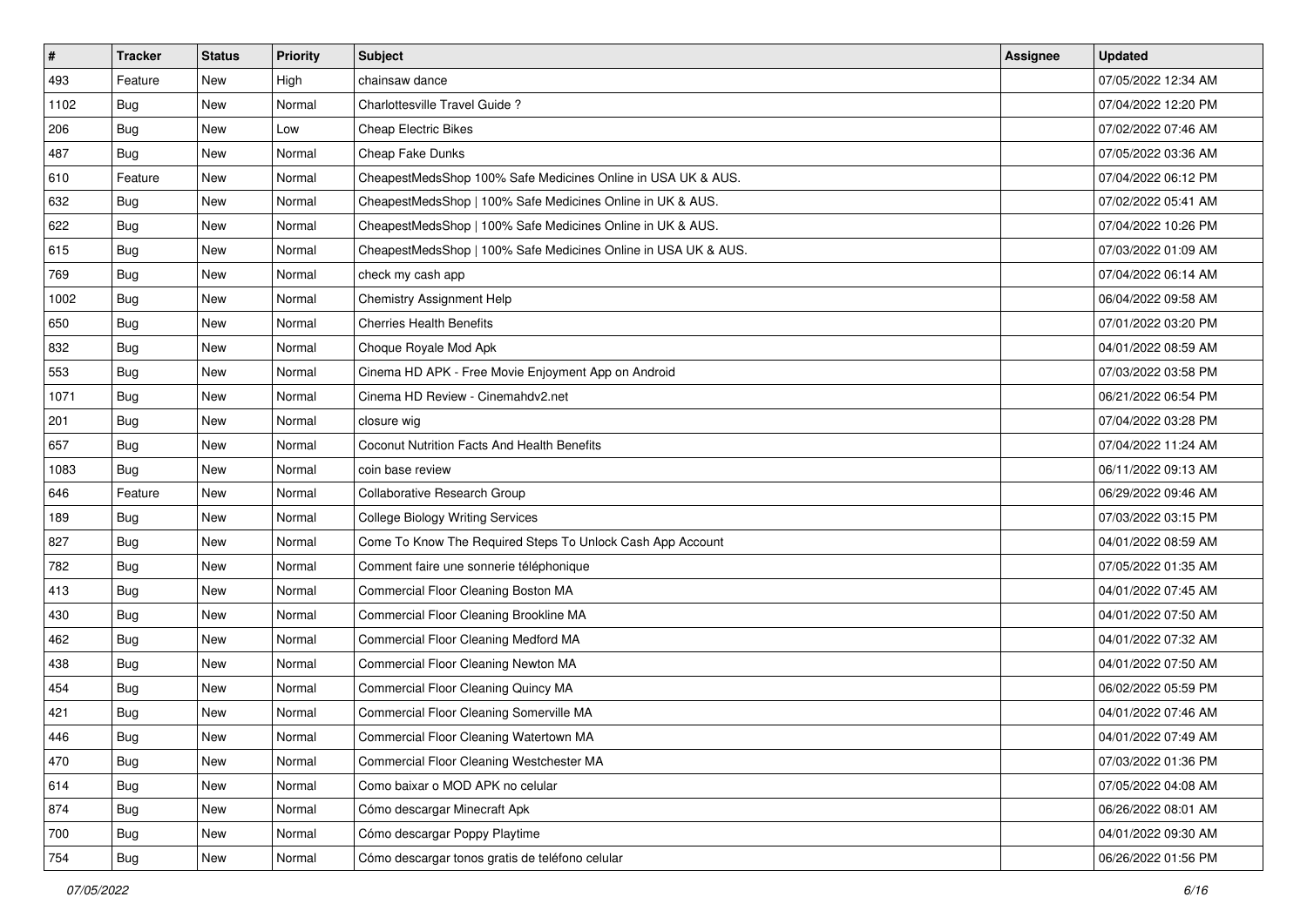| # | Tracker | Status | Priority | Subject | Assignee | Updated |
|---|---|---|---|---|---|---|
| 493 | Feature | New | High | chainsaw dance | | 07/05/2022 12:34 AM |
| 1102 | Bug | New | Normal | Charlottesville Travel Guide ? | | 07/04/2022 12:20 PM |
| 206 | Bug | New | Low | Cheap Electric Bikes | | 07/02/2022 07:46 AM |
| 487 | Bug | New | Normal | Cheap Fake Dunks | | 07/05/2022 03:36 AM |
| 610 | Feature | New | Normal | CheapestMedsShop 100% Safe Medicines Online in USA UK & AUS. | | 07/04/2022 06:12 PM |
| 632 | Bug | New | Normal | CheapestMedsShop \| 100% Safe Medicines Online in UK & AUS. | | 07/02/2022 05:41 AM |
| 622 | Bug | New | Normal | CheapestMedsShop \| 100% Safe Medicines Online in UK & AUS. | | 07/04/2022 10:26 PM |
| 615 | Bug | New | Normal | CheapestMedsShop \| 100% Safe Medicines Online in USA UK & AUS. | | 07/03/2022 01:09 AM |
| 769 | Bug | New | Normal | check my cash app | | 07/04/2022 06:14 AM |
| 1002 | Bug | New | Normal | Chemistry Assignment Help | | 06/04/2022 09:58 AM |
| 650 | Bug | New | Normal | Cherries Health Benefits | | 07/01/2022 03:20 PM |
| 832 | Bug | New | Normal | Choque Royale Mod Apk | | 04/01/2022 08:59 AM |
| 553 | Bug | New | Normal | Cinema HD APK - Free Movie Enjoyment App on Android | | 07/03/2022 03:58 PM |
| 1071 | Bug | New | Normal | Cinema HD Review - Cinemahdv2.net | | 06/21/2022 06:54 PM |
| 201 | Bug | New | Normal | closure wig | | 07/04/2022 03:28 PM |
| 657 | Bug | New | Normal | Coconut Nutrition Facts And Health Benefits | | 07/04/2022 11:24 AM |
| 1083 | Bug | New | Normal | coin base review | | 06/11/2022 09:13 AM |
| 646 | Feature | New | Normal | Collaborative Research Group | | 06/29/2022 09:46 AM |
| 189 | Bug | New | Normal | College Biology Writing Services | | 07/03/2022 03:15 PM |
| 827 | Bug | New | Normal | Come To Know The Required Steps To Unlock Cash App Account | | 04/01/2022 08:59 AM |
| 782 | Bug | New | Normal | Comment faire une sonnerie téléphonique | | 07/05/2022 01:35 AM |
| 413 | Bug | New | Normal | Commercial Floor Cleaning Boston MA | | 04/01/2022 07:45 AM |
| 430 | Bug | New | Normal | Commercial Floor Cleaning Brookline MA | | 04/01/2022 07:50 AM |
| 462 | Bug | New | Normal | Commercial Floor Cleaning Medford MA | | 04/01/2022 07:32 AM |
| 438 | Bug | New | Normal | Commercial Floor Cleaning Newton MA | | 04/01/2022 07:50 AM |
| 454 | Bug | New | Normal | Commercial Floor Cleaning Quincy MA | | 06/02/2022 05:59 PM |
| 421 | Bug | New | Normal | Commercial Floor Cleaning Somerville MA | | 04/01/2022 07:46 AM |
| 446 | Bug | New | Normal | Commercial Floor Cleaning Watertown MA | | 04/01/2022 07:49 AM |
| 470 | Bug | New | Normal | Commercial Floor Cleaning Westchester MA | | 07/03/2022 01:36 PM |
| 614 | Bug | New | Normal | Como baixar o MOD APK no celular | | 07/05/2022 04:08 AM |
| 874 | Bug | New | Normal | Cómo descargar Minecraft Apk | | 06/26/2022 08:01 AM |
| 700 | Bug | New | Normal | Cómo descargar Poppy Playtime | | 04/01/2022 09:30 AM |
| 754 | Bug | New | Normal | Cómo descargar tonos gratis de teléfono celular | | 06/26/2022 01:56 PM |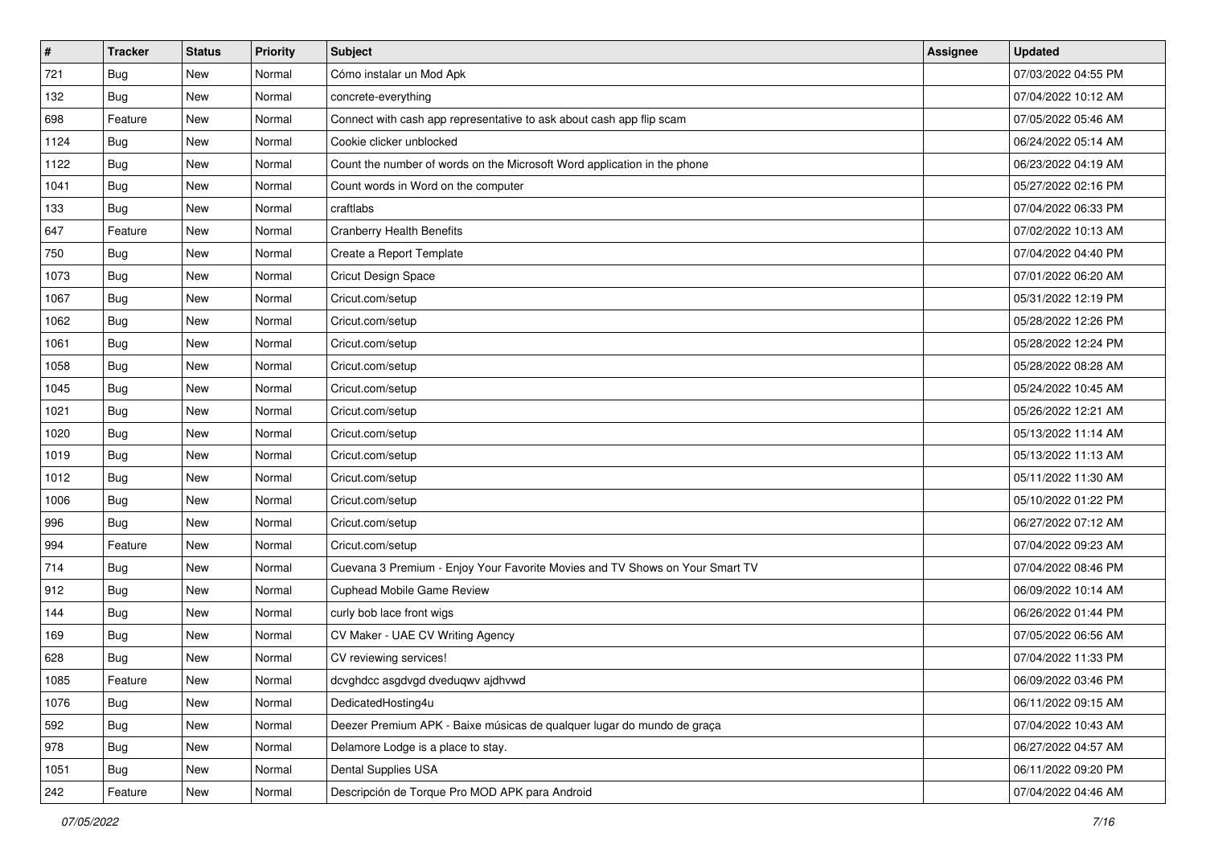| # | Tracker | Status | Priority | Subject | Assignee | Updated |
| --- | --- | --- | --- | --- | --- | --- |
| 721 | Bug | New | Normal | Cómo instalar un Mod Apk | | 07/03/2022 04:55 PM |
| 132 | Bug | New | Normal | concrete-everything | | 07/04/2022 10:12 AM |
| 698 | Feature | New | Normal | Connect with cash app representative to ask about cash app flip scam | | 07/05/2022 05:46 AM |
| 1124 | Bug | New | Normal | Cookie clicker unblocked | | 06/24/2022 05:14 AM |
| 1122 | Bug | New | Normal | Count the number of words on the Microsoft Word application in the phone | | 06/23/2022 04:19 AM |
| 1041 | Bug | New | Normal | Count words in Word on the computer | | 05/27/2022 02:16 PM |
| 133 | Bug | New | Normal | craftlabs | | 07/04/2022 06:33 PM |
| 647 | Feature | New | Normal | Cranberry Health Benefits | | 07/02/2022 10:13 AM |
| 750 | Bug | New | Normal | Create a Report Template | | 07/04/2022 04:40 PM |
| 1073 | Bug | New | Normal | Cricut Design Space | | 07/01/2022 06:20 AM |
| 1067 | Bug | New | Normal | Cricut.com/setup | | 05/31/2022 12:19 PM |
| 1062 | Bug | New | Normal | Cricut.com/setup | | 05/28/2022 12:26 PM |
| 1061 | Bug | New | Normal | Cricut.com/setup | | 05/28/2022 12:24 PM |
| 1058 | Bug | New | Normal | Cricut.com/setup | | 05/28/2022 08:28 AM |
| 1045 | Bug | New | Normal | Cricut.com/setup | | 05/24/2022 10:45 AM |
| 1021 | Bug | New | Normal | Cricut.com/setup | | 05/26/2022 12:21 AM |
| 1020 | Bug | New | Normal | Cricut.com/setup | | 05/13/2022 11:14 AM |
| 1019 | Bug | New | Normal | Cricut.com/setup | | 05/13/2022 11:13 AM |
| 1012 | Bug | New | Normal | Cricut.com/setup | | 05/11/2022 11:30 AM |
| 1006 | Bug | New | Normal | Cricut.com/setup | | 05/10/2022 01:22 PM |
| 996 | Bug | New | Normal | Cricut.com/setup | | 06/27/2022 07:12 AM |
| 994 | Feature | New | Normal | Cricut.com/setup | | 07/04/2022 09:23 AM |
| 714 | Bug | New | Normal | Cuevana 3 Premium - Enjoy Your Favorite Movies and TV Shows on Your Smart TV | | 07/04/2022 08:46 PM |
| 912 | Bug | New | Normal | Cuphead Mobile Game Review | | 06/09/2022 10:14 AM |
| 144 | Bug | New | Normal | curly bob lace front wigs | | 06/26/2022 01:44 PM |
| 169 | Bug | New | Normal | CV Maker - UAE CV Writing Agency | | 07/05/2022 06:56 AM |
| 628 | Bug | New | Normal | CV reviewing services! | | 07/04/2022 11:33 PM |
| 1085 | Feature | New | Normal | dcvghdcc asgdvgd dveduqwv ajdhvwd | | 06/09/2022 03:46 PM |
| 1076 | Bug | New | Normal | DedicatedHosting4u | | 06/11/2022 09:15 AM |
| 592 | Bug | New | Normal | Deezer Premium APK - Baixe músicas de qualquer lugar do mundo de graça | | 07/04/2022 10:43 AM |
| 978 | Bug | New | Normal | Delamore Lodge is a place to stay. | | 06/27/2022 04:57 AM |
| 1051 | Bug | New | Normal | Dental Supplies USA | | 06/11/2022 09:20 PM |
| 242 | Feature | New | Normal | Descripción de Torque Pro MOD APK para Android | | 07/04/2022 04:46 AM |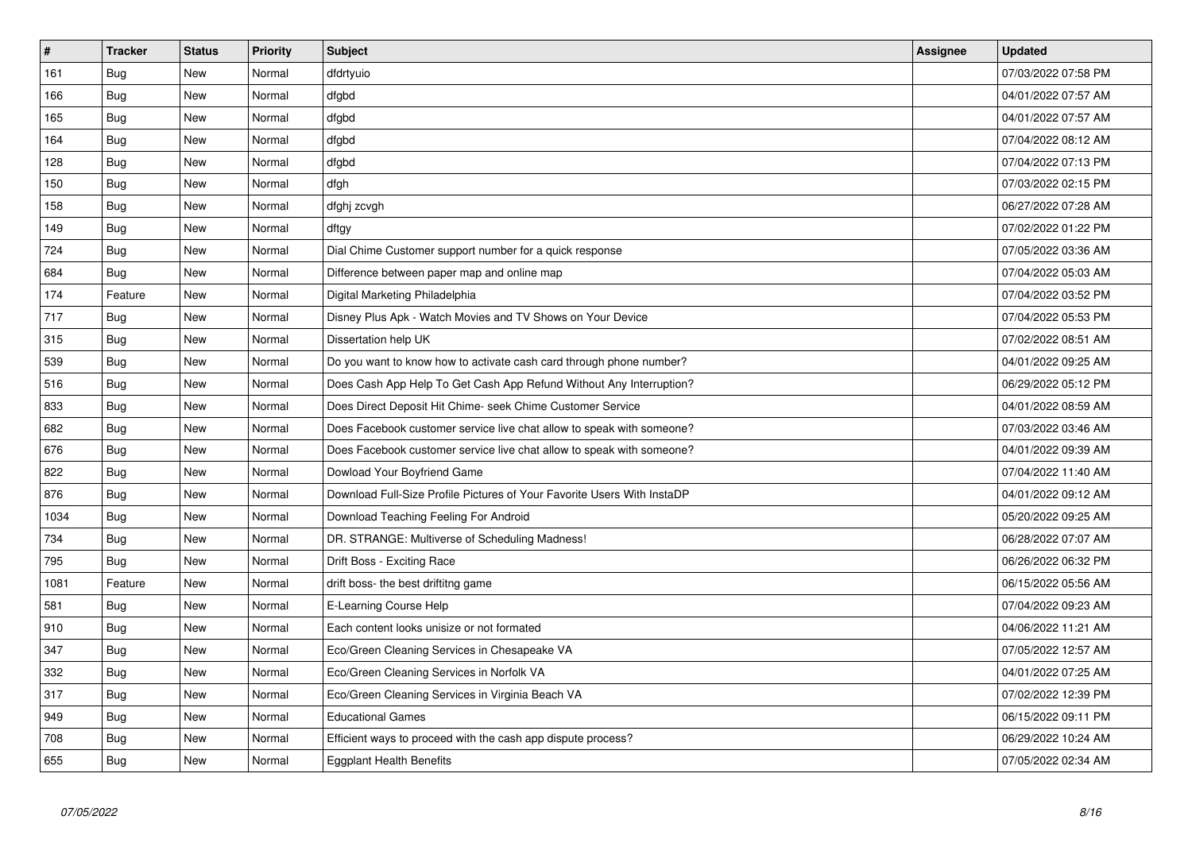| # | Tracker | Status | Priority | Subject | Assignee | Updated |
|---|---|---|---|---|---|---|
| 161 | Bug | New | Normal | dfdrtyuio | | 07/03/2022 07:58 PM |
| 166 | Bug | New | Normal | dfgbd | | 04/01/2022 07:57 AM |
| 165 | Bug | New | Normal | dfgbd | | 04/01/2022 07:57 AM |
| 164 | Bug | New | Normal | dfgbd | | 07/04/2022 08:12 AM |
| 128 | Bug | New | Normal | dfgbd | | 07/04/2022 07:13 PM |
| 150 | Bug | New | Normal | dfgh | | 07/03/2022 02:15 PM |
| 158 | Bug | New | Normal | dfghj zcvgh | | 06/27/2022 07:28 AM |
| 149 | Bug | New | Normal | dftgy | | 07/02/2022 01:22 PM |
| 724 | Bug | New | Normal | Dial Chime Customer support number for a quick response | | 07/05/2022 03:36 AM |
| 684 | Bug | New | Normal | Difference between paper map and online map | | 07/04/2022 05:03 AM |
| 174 | Feature | New | Normal | Digital Marketing Philadelphia | | 07/04/2022 03:52 PM |
| 717 | Bug | New | Normal | Disney Plus Apk - Watch Movies and TV Shows on Your Device | | 07/04/2022 05:53 PM |
| 315 | Bug | New | Normal | Dissertation help UK | | 07/02/2022 08:51 AM |
| 539 | Bug | New | Normal | Do you want to know how to activate cash card through phone number? | | 04/01/2022 09:25 AM |
| 516 | Bug | New | Normal | Does Cash App Help To Get Cash App Refund Without Any Interruption? | | 06/29/2022 05:12 PM |
| 833 | Bug | New | Normal | Does Direct Deposit Hit Chime- seek Chime Customer Service | | 04/01/2022 08:59 AM |
| 682 | Bug | New | Normal | Does Facebook customer service live chat allow to speak with someone? | | 07/03/2022 03:46 AM |
| 676 | Bug | New | Normal | Does Facebook customer service live chat allow to speak with someone? | | 04/01/2022 09:39 AM |
| 822 | Bug | New | Normal | Dowload Your Boyfriend Game | | 07/04/2022 11:40 AM |
| 876 | Bug | New | Normal | Download Full-Size Profile Pictures of Your Favorite Users With InstaDP | | 04/01/2022 09:12 AM |
| 1034 | Bug | New | Normal | Download Teaching Feeling For Android | | 05/20/2022 09:25 AM |
| 734 | Bug | New | Normal | DR. STRANGE: Multiverse of Scheduling Madness! | | 06/28/2022 07:07 AM |
| 795 | Bug | New | Normal | Drift Boss - Exciting Race | | 06/26/2022 06:32 PM |
| 1081 | Feature | New | Normal | drift boss- the best driftitng game | | 06/15/2022 05:56 AM |
| 581 | Bug | New | Normal | E-Learning Course Help | | 07/04/2022 09:23 AM |
| 910 | Bug | New | Normal | Each content looks unisize or not formated | | 04/06/2022 11:21 AM |
| 347 | Bug | New | Normal | Eco/Green Cleaning Services in Chesapeake VA | | 07/05/2022 12:57 AM |
| 332 | Bug | New | Normal | Eco/Green Cleaning Services in Norfolk VA | | 04/01/2022 07:25 AM |
| 317 | Bug | New | Normal | Eco/Green Cleaning Services in Virginia Beach VA | | 07/02/2022 12:39 PM |
| 949 | Bug | New | Normal | Educational Games | | 06/15/2022 09:11 PM |
| 708 | Bug | New | Normal | Efficient ways to proceed with the cash app dispute process? | | 06/29/2022 10:24 AM |
| 655 | Bug | New | Normal | Eggplant Health Benefits | | 07/05/2022 02:34 AM |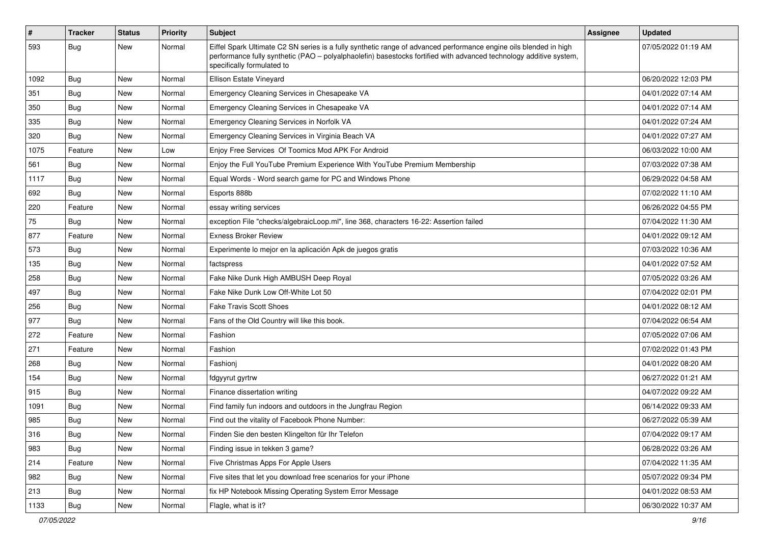| # | Tracker | Status | Priority | Subject | Assignee | Updated |
| --- | --- | --- | --- | --- | --- | --- |
| 593 | Bug | New | Normal | Eiffel Spark Ultimate C2 SN series is a fully synthetic range of advanced performance engine oils blended in high performance fully synthetic (PAO – polyalphaolefin) basestocks fortified with advanced technology additive system, specifically formulated to | | 07/05/2022 01:19 AM |
| 1092 | Bug | New | Normal | Ellison Estate Vineyard | | 06/20/2022 12:03 PM |
| 351 | Bug | New | Normal | Emergency Cleaning Services in Chesapeake VA | | 04/01/2022 07:14 AM |
| 350 | Bug | New | Normal | Emergency Cleaning Services in Chesapeake VA | | 04/01/2022 07:14 AM |
| 335 | Bug | New | Normal | Emergency Cleaning Services in Norfolk VA | | 04/01/2022 07:24 AM |
| 320 | Bug | New | Normal | Emergency Cleaning Services in Virginia Beach VA | | 04/01/2022 07:27 AM |
| 1075 | Feature | New | Low | Enjoy Free Services Of Toomics Mod APK For Android | | 06/03/2022 10:00 AM |
| 561 | Bug | New | Normal | Enjoy the Full YouTube Premium Experience With YouTube Premium Membership | | 07/03/2022 07:38 AM |
| 1117 | Bug | New | Normal | Equal Words - Word search game for PC and Windows Phone | | 06/29/2022 04:58 AM |
| 692 | Bug | New | Normal | Esports 888b | | 07/02/2022 11:10 AM |
| 220 | Feature | New | Normal | essay writing services | | 06/26/2022 04:55 PM |
| 75 | Bug | New | Normal | exception File "checks/algebraicLoop.ml", line 368, characters 16-22: Assertion failed | | 07/04/2022 11:30 AM |
| 877 | Feature | New | Normal | Exness Broker Review | | 04/01/2022 09:12 AM |
| 573 | Bug | New | Normal | Experimente lo mejor en la aplicación Apk de juegos gratis | | 07/03/2022 10:36 AM |
| 135 | Bug | New | Normal | factspress | | 04/01/2022 07:52 AM |
| 258 | Bug | New | Normal | Fake Nike Dunk High AMBUSH Deep Royal | | 07/05/2022 03:26 AM |
| 497 | Bug | New | Normal | Fake Nike Dunk Low Off-White Lot 50 | | 07/04/2022 02:01 PM |
| 256 | Bug | New | Normal | Fake Travis Scott Shoes | | 04/01/2022 08:12 AM |
| 977 | Bug | New | Normal | Fans of the Old Country will like this book. | | 07/04/2022 06:54 AM |
| 272 | Feature | New | Normal | Fashion | | 07/05/2022 07:06 AM |
| 271 | Feature | New | Normal | Fashion | | 07/02/2022 01:43 PM |
| 268 | Bug | New | Normal | Fashionj | | 04/01/2022 08:20 AM |
| 154 | Bug | New | Normal | fdgyyrut gyrtrw | | 06/27/2022 01:21 AM |
| 915 | Bug | New | Normal | Finance dissertation writing | | 04/07/2022 09:22 AM |
| 1091 | Bug | New | Normal | Find family fun indoors and outdoors in the Jungfrau Region | | 06/14/2022 09:33 AM |
| 985 | Bug | New | Normal | Find out the vitality of Facebook Phone Number: | | 06/27/2022 05:39 AM |
| 316 | Bug | New | Normal | Finden Sie den besten Klingelton für Ihr Telefon | | 07/04/2022 09:17 AM |
| 983 | Bug | New | Normal | Finding issue in tekken 3 game? | | 06/28/2022 03:26 AM |
| 214 | Feature | New | Normal | Five Christmas Apps For Apple Users | | 07/04/2022 11:35 AM |
| 982 | Bug | New | Normal | Five sites that let you download free scenarios for your iPhone | | 05/07/2022 09:34 PM |
| 213 | Bug | New | Normal | fix HP Notebook Missing Operating System Error Message | | 04/01/2022 08:53 AM |
| 1133 | Bug | New | Normal | Flagle, what is it? | | 06/30/2022 10:37 AM |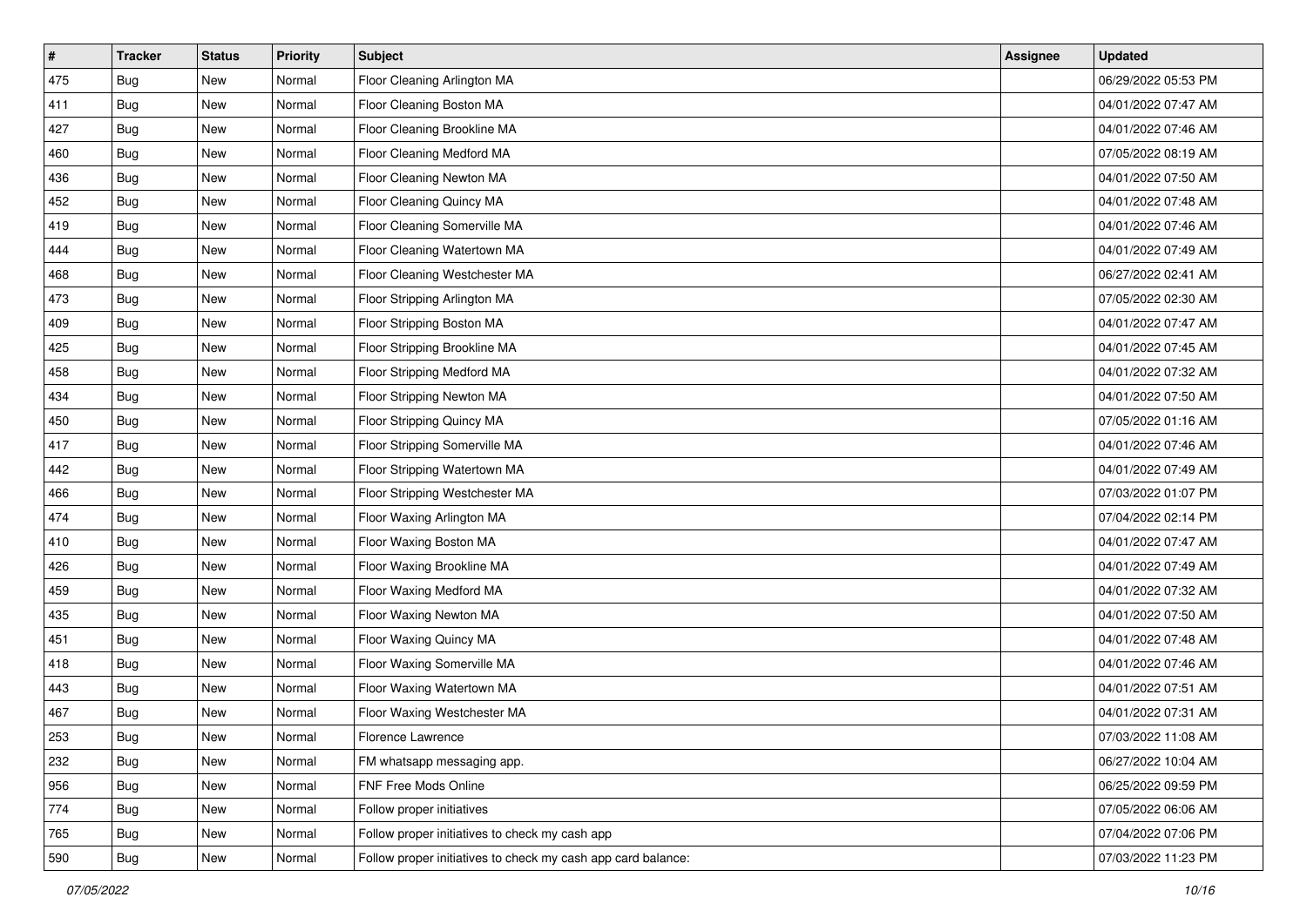| # | Tracker | Status | Priority | Subject | Assignee | Updated |
| --- | --- | --- | --- | --- | --- | --- |
| 475 | Bug | New | Normal | Floor Cleaning Arlington MA | | 06/29/2022 05:53 PM |
| 411 | Bug | New | Normal | Floor Cleaning Boston MA | | 04/01/2022 07:47 AM |
| 427 | Bug | New | Normal | Floor Cleaning Brookline MA | | 04/01/2022 07:46 AM |
| 460 | Bug | New | Normal | Floor Cleaning Medford MA | | 07/05/2022 08:19 AM |
| 436 | Bug | New | Normal | Floor Cleaning Newton MA | | 04/01/2022 07:50 AM |
| 452 | Bug | New | Normal | Floor Cleaning Quincy MA | | 04/01/2022 07:48 AM |
| 419 | Bug | New | Normal | Floor Cleaning Somerville MA | | 04/01/2022 07:46 AM |
| 444 | Bug | New | Normal | Floor Cleaning Watertown MA | | 04/01/2022 07:49 AM |
| 468 | Bug | New | Normal | Floor Cleaning Westchester MA | | 06/27/2022 02:41 AM |
| 473 | Bug | New | Normal | Floor Stripping Arlington MA | | 07/05/2022 02:30 AM |
| 409 | Bug | New | Normal | Floor Stripping Boston MA | | 04/01/2022 07:47 AM |
| 425 | Bug | New | Normal | Floor Stripping Brookline MA | | 04/01/2022 07:45 AM |
| 458 | Bug | New | Normal | Floor Stripping Medford MA | | 04/01/2022 07:32 AM |
| 434 | Bug | New | Normal | Floor Stripping Newton MA | | 04/01/2022 07:50 AM |
| 450 | Bug | New | Normal | Floor Stripping Quincy MA | | 07/05/2022 01:16 AM |
| 417 | Bug | New | Normal | Floor Stripping Somerville MA | | 04/01/2022 07:46 AM |
| 442 | Bug | New | Normal | Floor Stripping Watertown MA | | 04/01/2022 07:49 AM |
| 466 | Bug | New | Normal | Floor Stripping Westchester MA | | 07/03/2022 01:07 PM |
| 474 | Bug | New | Normal | Floor Waxing Arlington MA | | 07/04/2022 02:14 PM |
| 410 | Bug | New | Normal | Floor Waxing Boston MA | | 04/01/2022 07:47 AM |
| 426 | Bug | New | Normal | Floor Waxing Brookline MA | | 04/01/2022 07:49 AM |
| 459 | Bug | New | Normal | Floor Waxing Medford MA | | 04/01/2022 07:32 AM |
| 435 | Bug | New | Normal | Floor Waxing Newton MA | | 04/01/2022 07:50 AM |
| 451 | Bug | New | Normal | Floor Waxing Quincy MA | | 04/01/2022 07:48 AM |
| 418 | Bug | New | Normal | Floor Waxing Somerville MA | | 04/01/2022 07:46 AM |
| 443 | Bug | New | Normal | Floor Waxing Watertown MA | | 04/01/2022 07:51 AM |
| 467 | Bug | New | Normal | Floor Waxing Westchester MA | | 04/01/2022 07:31 AM |
| 253 | Bug | New | Normal | Florence Lawrence | | 07/03/2022 11:08 AM |
| 232 | Bug | New | Normal | FM whatsapp messaging app. | | 06/27/2022 10:04 AM |
| 956 | Bug | New | Normal | FNF Free Mods Online | | 06/25/2022 09:59 PM |
| 774 | Bug | New | Normal | Follow proper initiatives | | 07/05/2022 06:06 AM |
| 765 | Bug | New | Normal | Follow proper initiatives to check my cash app | | 07/04/2022 07:06 PM |
| 590 | Bug | New | Normal | Follow proper initiatives to check my cash app card balance: | | 07/03/2022 11:23 PM |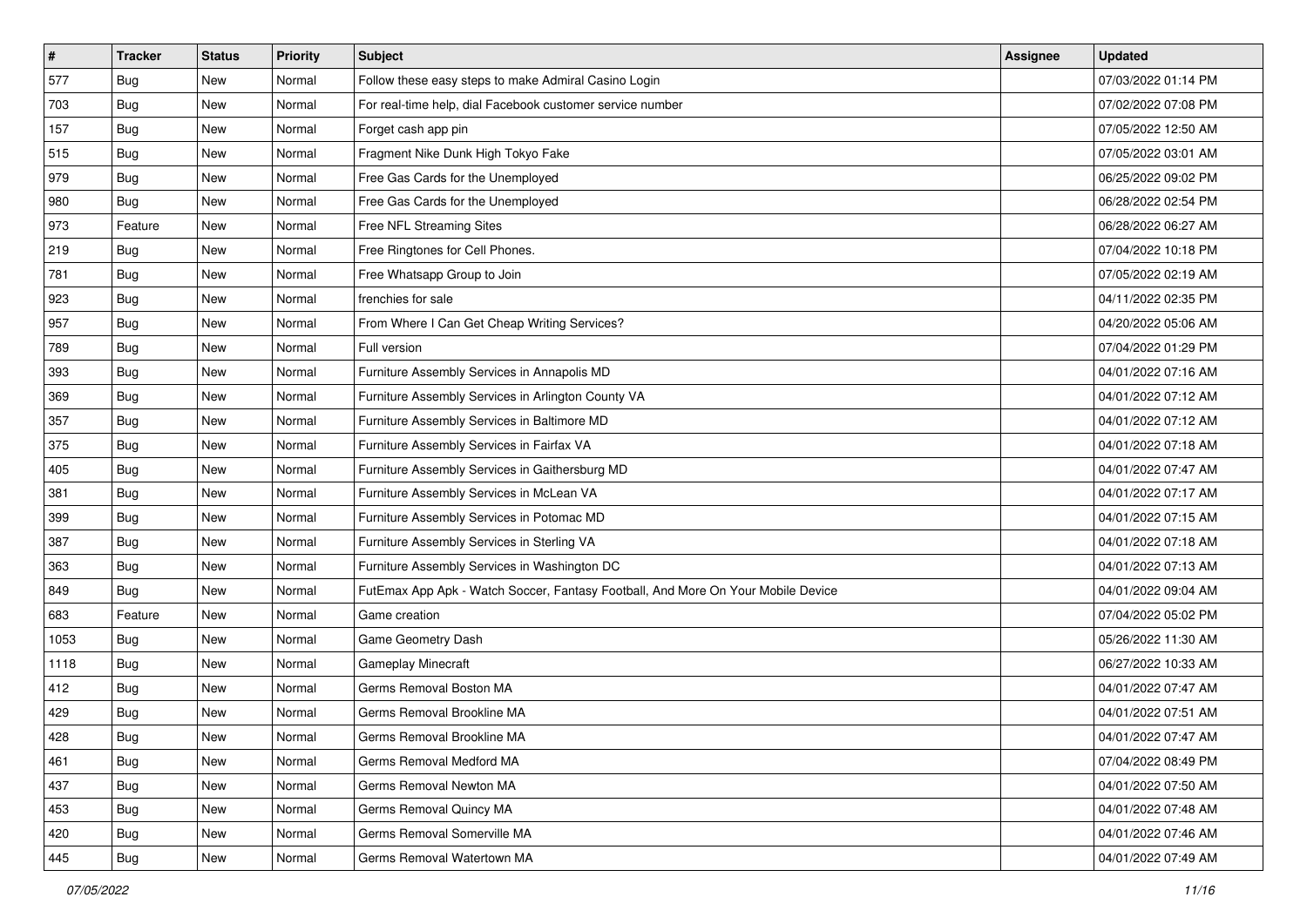| # | Tracker | Status | Priority | Subject | Assignee | Updated |
| --- | --- | --- | --- | --- | --- | --- |
| 577 | Bug | New | Normal | Follow these easy steps to make Admiral Casino Login | | 07/03/2022 01:14 PM |
| 703 | Bug | New | Normal | For real-time help, dial Facebook customer service number | | 07/02/2022 07:08 PM |
| 157 | Bug | New | Normal | Forget cash app pin | | 07/05/2022 12:50 AM |
| 515 | Bug | New | Normal | Fragment Nike Dunk High Tokyo Fake | | 07/05/2022 03:01 AM |
| 979 | Bug | New | Normal | Free Gas Cards for the Unemployed | | 06/25/2022 09:02 PM |
| 980 | Bug | New | Normal | Free Gas Cards for the Unemployed | | 06/28/2022 02:54 PM |
| 973 | Feature | New | Normal | Free NFL Streaming Sites | | 06/28/2022 06:27 AM |
| 219 | Bug | New | Normal | Free Ringtones for Cell Phones. | | 07/04/2022 10:18 PM |
| 781 | Bug | New | Normal | Free Whatsapp Group to Join | | 07/05/2022 02:19 AM |
| 923 | Bug | New | Normal | frenchies for sale | | 04/11/2022 02:35 PM |
| 957 | Bug | New | Normal | From Where I Can Get Cheap Writing Services? | | 04/20/2022 05:06 AM |
| 789 | Bug | New | Normal | Full version | | 07/04/2022 01:29 PM |
| 393 | Bug | New | Normal | Furniture Assembly Services in Annapolis MD | | 04/01/2022 07:16 AM |
| 369 | Bug | New | Normal | Furniture Assembly Services in Arlington County VA | | 04/01/2022 07:12 AM |
| 357 | Bug | New | Normal | Furniture Assembly Services in Baltimore MD | | 04/01/2022 07:12 AM |
| 375 | Bug | New | Normal | Furniture Assembly Services in Fairfax VA | | 04/01/2022 07:18 AM |
| 405 | Bug | New | Normal | Furniture Assembly Services in Gaithersburg MD | | 04/01/2022 07:47 AM |
| 381 | Bug | New | Normal | Furniture Assembly Services in McLean VA | | 04/01/2022 07:17 AM |
| 399 | Bug | New | Normal | Furniture Assembly Services in Potomac MD | | 04/01/2022 07:15 AM |
| 387 | Bug | New | Normal | Furniture Assembly Services in Sterling VA | | 04/01/2022 07:18 AM |
| 363 | Bug | New | Normal | Furniture Assembly Services in Washington DC | | 04/01/2022 07:13 AM |
| 849 | Bug | New | Normal | FutEmax App Apk - Watch Soccer, Fantasy Football, And More On Your Mobile Device | | 04/01/2022 09:04 AM |
| 683 | Feature | New | Normal | Game creation | | 07/04/2022 05:02 PM |
| 1053 | Bug | New | Normal | Game Geometry Dash | | 05/26/2022 11:30 AM |
| 1118 | Bug | New | Normal | Gameplay Minecraft | | 06/27/2022 10:33 AM |
| 412 | Bug | New | Normal | Germs Removal Boston MA | | 04/01/2022 07:47 AM |
| 429 | Bug | New | Normal | Germs Removal Brookline MA | | 04/01/2022 07:51 AM |
| 428 | Bug | New | Normal | Germs Removal Brookline MA | | 04/01/2022 07:47 AM |
| 461 | Bug | New | Normal | Germs Removal Medford MA | | 07/04/2022 08:49 PM |
| 437 | Bug | New | Normal | Germs Removal Newton MA | | 04/01/2022 07:50 AM |
| 453 | Bug | New | Normal | Germs Removal Quincy MA | | 04/01/2022 07:48 AM |
| 420 | Bug | New | Normal | Germs Removal Somerville MA | | 04/01/2022 07:46 AM |
| 445 | Bug | New | Normal | Germs Removal Watertown MA | | 04/01/2022 07:49 AM |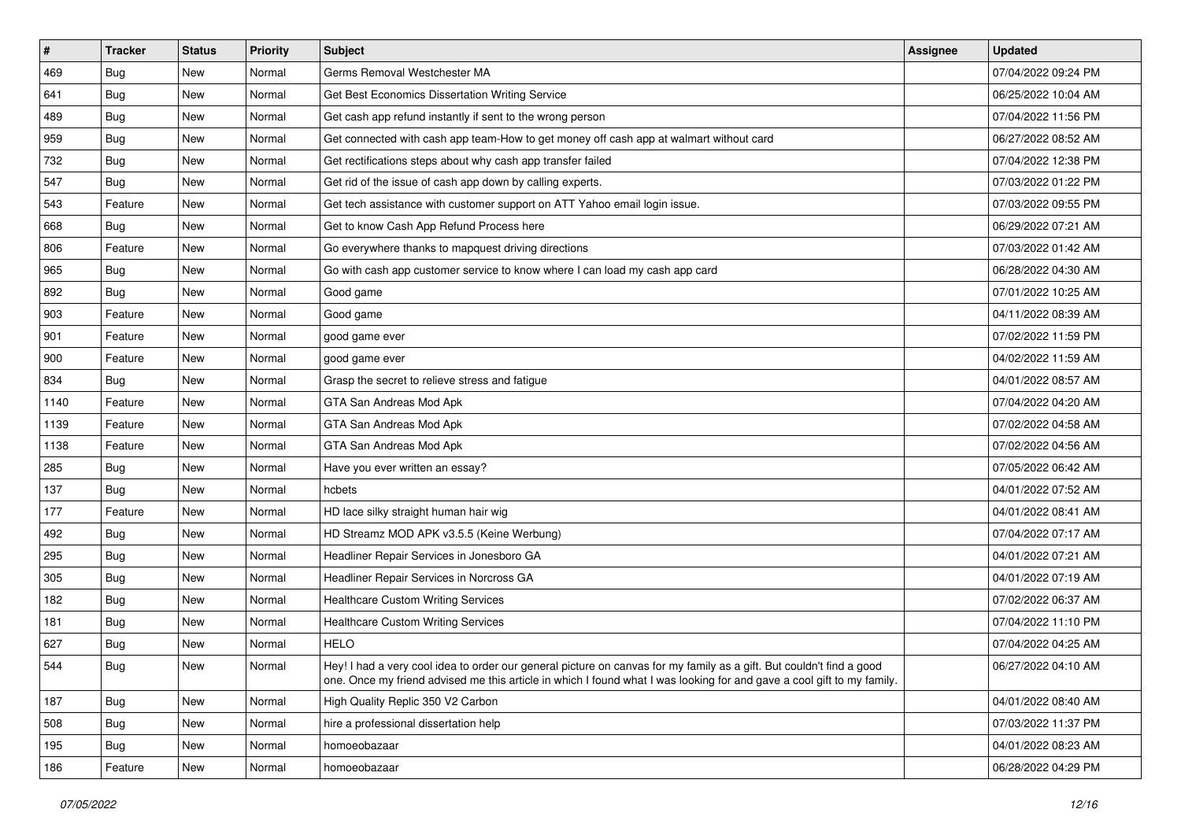| # | Tracker | Status | Priority | Subject | Assignee | Updated |
|---|---|---|---|---|---|---|
| 469 | Bug | New | Normal | Germs Removal Westchester MA | | 07/04/2022 09:24 PM |
| 641 | Bug | New | Normal | Get Best Economics Dissertation Writing Service | | 06/25/2022 10:04 AM |
| 489 | Bug | New | Normal | Get cash app refund instantly if sent to the wrong person | | 07/04/2022 11:56 PM |
| 959 | Bug | New | Normal | Get connected with cash app team-How to get money off cash app at walmart without card | | 06/27/2022 08:52 AM |
| 732 | Bug | New | Normal | Get rectifications steps about why cash app transfer failed | | 07/04/2022 12:38 PM |
| 547 | Bug | New | Normal | Get rid of the issue of cash app down by calling experts. | | 07/03/2022 01:22 PM |
| 543 | Feature | New | Normal | Get tech assistance with customer support on ATT Yahoo email login issue. | | 07/03/2022 09:55 PM |
| 668 | Bug | New | Normal | Get to know Cash App Refund Process here | | 06/29/2022 07:21 AM |
| 806 | Feature | New | Normal | Go everywhere thanks to mapquest driving directions | | 07/03/2022 01:42 AM |
| 965 | Bug | New | Normal | Go with cash app customer service to know where I can load my cash app card | | 06/28/2022 04:30 AM |
| 892 | Bug | New | Normal | Good game | | 07/01/2022 10:25 AM |
| 903 | Feature | New | Normal | Good game | | 04/11/2022 08:39 AM |
| 901 | Feature | New | Normal | good game ever | | 07/02/2022 11:59 PM |
| 900 | Feature | New | Normal | good game ever | | 04/02/2022 11:59 AM |
| 834 | Bug | New | Normal | Grasp the secret to relieve stress and fatigue | | 04/01/2022 08:57 AM |
| 1140 | Feature | New | Normal | GTA San Andreas Mod Apk | | 07/04/2022 04:20 AM |
| 1139 | Feature | New | Normal | GTA San Andreas Mod Apk | | 07/02/2022 04:58 AM |
| 1138 | Feature | New | Normal | GTA San Andreas Mod Apk | | 07/02/2022 04:56 AM |
| 285 | Bug | New | Normal | Have you ever written an essay? | | 07/05/2022 06:42 AM |
| 137 | Bug | New | Normal | hcbets | | 04/01/2022 07:52 AM |
| 177 | Feature | New | Normal | HD lace silky straight human hair wig | | 04/01/2022 08:41 AM |
| 492 | Bug | New | Normal | HD Streamz MOD APK v3.5.5 (Keine Werbung) | | 07/04/2022 07:17 AM |
| 295 | Bug | New | Normal | Headliner Repair Services in Jonesboro GA | | 04/01/2022 07:21 AM |
| 305 | Bug | New | Normal | Headliner Repair Services in Norcross GA | | 04/01/2022 07:19 AM |
| 182 | Bug | New | Normal | Healthcare Custom Writing Services | | 07/02/2022 06:37 AM |
| 181 | Bug | New | Normal | Healthcare Custom Writing Services | | 07/04/2022 11:10 PM |
| 627 | Bug | New | Normal | HELO | | 07/04/2022 04:25 AM |
| 544 | Bug | New | Normal | Hey! I had a very cool idea to order our general picture on canvas for my family as a gift. But couldn't find a good one. Once my friend advised me this article in which I found what I was looking for and gave a cool gift to my family. | | 06/27/2022 04:10 AM |
| 187 | Bug | New | Normal | High Quality Replic 350 V2 Carbon | | 04/01/2022 08:40 AM |
| 508 | Bug | New | Normal | hire a professional dissertation help | | 07/03/2022 11:37 PM |
| 195 | Bug | New | Normal | homoeobazaar | | 04/01/2022 08:23 AM |
| 186 | Feature | New | Normal | homoeobazaar | | 06/28/2022 04:29 PM |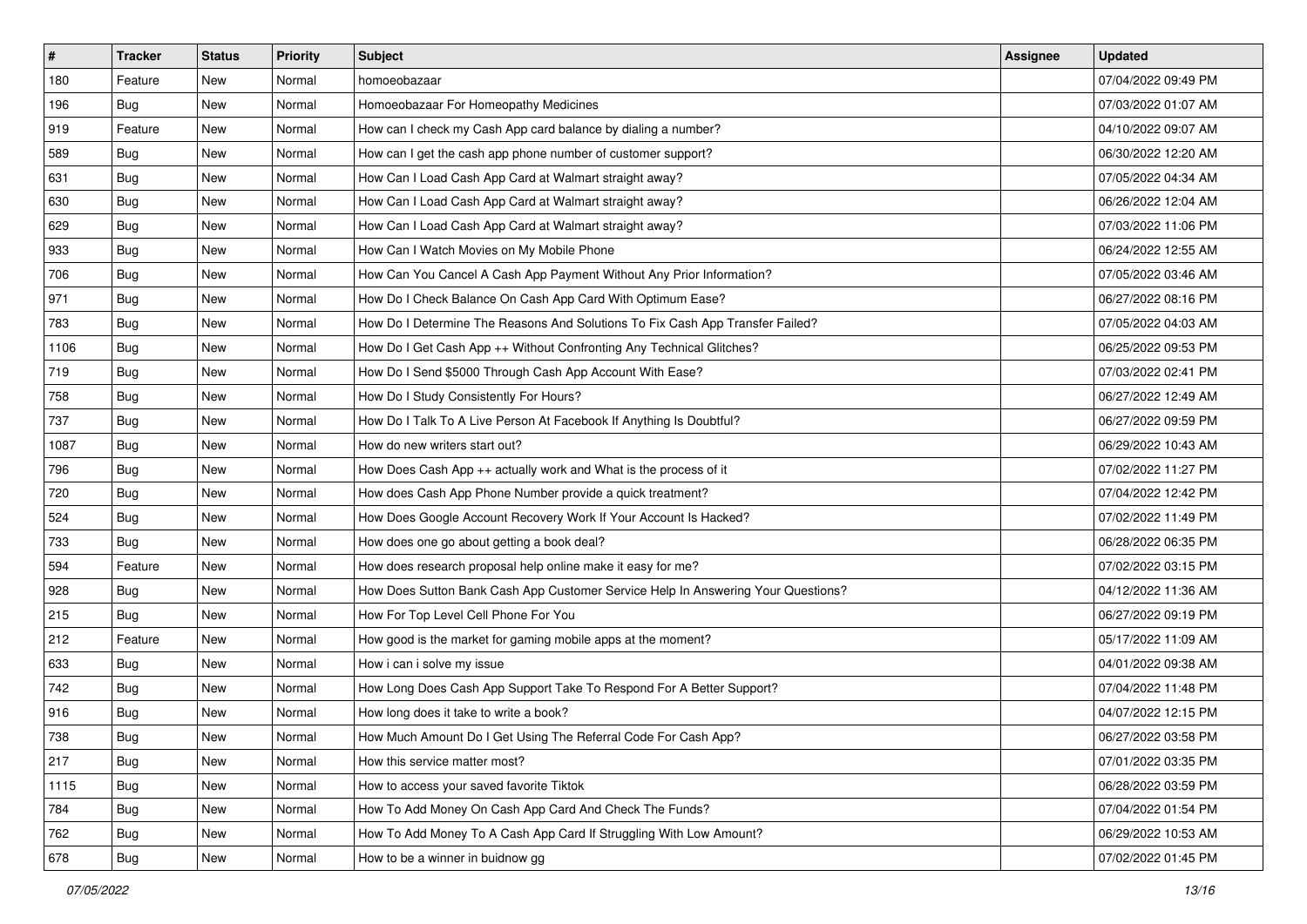| # | Tracker | Status | Priority | Subject | Assignee | Updated |
|---|---|---|---|---|---|---|
| 180 | Feature | New | Normal | homoeobazaar | | 07/04/2022 09:49 PM |
| 196 | Bug | New | Normal | Homoeobazaar For Homeopathy Medicines | | 07/03/2022 01:07 AM |
| 919 | Feature | New | Normal | How can I check my Cash App card balance by dialing a number? | | 04/10/2022 09:07 AM |
| 589 | Bug | New | Normal | How can I get the cash app phone number of customer support? | | 06/30/2022 12:20 AM |
| 631 | Bug | New | Normal | How Can I Load Cash App Card at Walmart straight away? | | 07/05/2022 04:34 AM |
| 630 | Bug | New | Normal | How Can I Load Cash App Card at Walmart straight away? | | 06/26/2022 12:04 AM |
| 629 | Bug | New | Normal | How Can I Load Cash App Card at Walmart straight away? | | 07/03/2022 11:06 PM |
| 933 | Bug | New | Normal | How Can I Watch Movies on My Mobile Phone | | 06/24/2022 12:55 AM |
| 706 | Bug | New | Normal | How Can You Cancel A Cash App Payment Without Any Prior Information? | | 07/05/2022 03:46 AM |
| 971 | Bug | New | Normal | How Do I Check Balance On Cash App Card With Optimum Ease? | | 06/27/2022 08:16 PM |
| 783 | Bug | New | Normal | How Do I Determine The Reasons And Solutions To Fix Cash App Transfer Failed? | | 07/05/2022 04:03 AM |
| 1106 | Bug | New | Normal | How Do I Get Cash App ++ Without Confronting Any Technical Glitches? | | 06/25/2022 09:53 PM |
| 719 | Bug | New | Normal | How Do I Send $5000 Through Cash App Account With Ease? | | 07/03/2022 02:41 PM |
| 758 | Bug | New | Normal | How Do I Study Consistently For Hours? | | 06/27/2022 12:49 AM |
| 737 | Bug | New | Normal | How Do I Talk To A Live Person At Facebook If Anything Is Doubtful? | | 06/27/2022 09:59 PM |
| 1087 | Bug | New | Normal | How do new writers start out? | | 06/29/2022 10:43 AM |
| 796 | Bug | New | Normal | How Does Cash App ++ actually work and What is the process of it | | 07/02/2022 11:27 PM |
| 720 | Bug | New | Normal | How does Cash App Phone Number provide a quick treatment? | | 07/04/2022 12:42 PM |
| 524 | Bug | New | Normal | How Does Google Account Recovery Work If Your Account Is Hacked? | | 07/02/2022 11:49 PM |
| 733 | Bug | New | Normal | How does one go about getting a book deal? | | 06/28/2022 06:35 PM |
| 594 | Feature | New | Normal | How does research proposal help online make it easy for me? | | 07/02/2022 03:15 PM |
| 928 | Bug | New | Normal | How Does Sutton Bank Cash App Customer Service Help In Answering Your Questions? | | 04/12/2022 11:36 AM |
| 215 | Bug | New | Normal | How For Top Level Cell Phone For You | | 06/27/2022 09:19 PM |
| 212 | Feature | New | Normal | How good is the market for gaming mobile apps at the moment? | | 05/17/2022 11:09 AM |
| 633 | Bug | New | Normal | How i can i solve my issue | | 04/01/2022 09:38 AM |
| 742 | Bug | New | Normal | How Long Does Cash App Support Take To Respond For A Better Support? | | 07/04/2022 11:48 PM |
| 916 | Bug | New | Normal | How long does it take to write a book? | | 04/07/2022 12:15 PM |
| 738 | Bug | New | Normal | How Much Amount Do I Get Using The Referral Code For Cash App? | | 06/27/2022 03:58 PM |
| 217 | Bug | New | Normal | How this service matter most? | | 07/01/2022 03:35 PM |
| 1115 | Bug | New | Normal | How to access your saved favorite Tiktok | | 06/28/2022 03:59 PM |
| 784 | Bug | New | Normal | How To Add Money On Cash App Card And Check The Funds? | | 07/04/2022 01:54 PM |
| 762 | Bug | New | Normal | How To Add Money To A Cash App Card If Struggling With Low Amount? | | 06/29/2022 10:53 AM |
| 678 | Bug | New | Normal | How to be a winner in buidnow gg | | 07/02/2022 01:45 PM |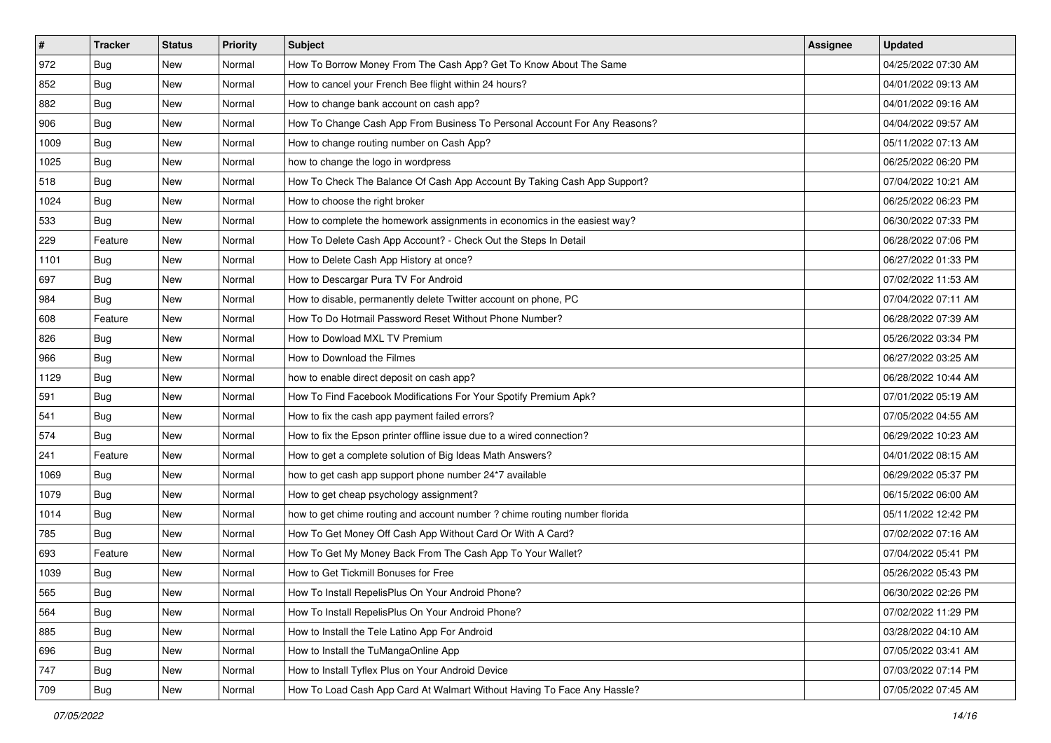| # | Tracker | Status | Priority | Subject | Assignee | Updated |
|---|---|---|---|---|---|---|
| 972 | Bug | New | Normal | How To Borrow Money From The Cash App? Get To Know About The Same | | 04/25/2022 07:30 AM |
| 852 | Bug | New | Normal | How to cancel your French Bee flight within 24 hours? | | 04/01/2022 09:13 AM |
| 882 | Bug | New | Normal | How to change bank account on cash app? | | 04/01/2022 09:16 AM |
| 906 | Bug | New | Normal | How To Change Cash App From Business To Personal Account For Any Reasons? | | 04/04/2022 09:57 AM |
| 1009 | Bug | New | Normal | How to change routing number on Cash App? | | 05/11/2022 07:13 AM |
| 1025 | Bug | New | Normal | how to change the logo in wordpress | | 06/25/2022 06:20 PM |
| 518 | Bug | New | Normal | How To Check The Balance Of Cash App Account By Taking Cash App Support? | | 07/04/2022 10:21 AM |
| 1024 | Bug | New | Normal | How to choose the right broker | | 06/25/2022 06:23 PM |
| 533 | Bug | New | Normal | How to complete the homework assignments in economics in the easiest way? | | 06/30/2022 07:33 PM |
| 229 | Feature | New | Normal | How To Delete Cash App Account? - Check Out the Steps In Detail | | 06/28/2022 07:06 PM |
| 1101 | Bug | New | Normal | How to Delete Cash App History at once? | | 06/27/2022 01:33 PM |
| 697 | Bug | New | Normal | How to Descargar Pura TV For Android | | 07/02/2022 11:53 AM |
| 984 | Bug | New | Normal | How to disable, permanently delete Twitter account on phone, PC | | 07/04/2022 07:11 AM |
| 608 | Feature | New | Normal | How To Do Hotmail Password Reset Without Phone Number? | | 06/28/2022 07:39 AM |
| 826 | Bug | New | Normal | How to Dowload MXL TV Premium | | 05/26/2022 03:34 PM |
| 966 | Bug | New | Normal | How to Download the Filmes | | 06/27/2022 03:25 AM |
| 1129 | Bug | New | Normal | how to enable direct deposit on cash app? | | 06/28/2022 10:44 AM |
| 591 | Bug | New | Normal | How To Find Facebook Modifications For Your Spotify Premium Apk? | | 07/01/2022 05:19 AM |
| 541 | Bug | New | Normal | How to fix the cash app payment failed errors? | | 07/05/2022 04:55 AM |
| 574 | Bug | New | Normal | How to fix the Epson printer offline issue due to a wired connection? | | 06/29/2022 10:23 AM |
| 241 | Feature | New | Normal | How to get a complete solution of Big Ideas Math Answers? | | 04/01/2022 08:15 AM |
| 1069 | Bug | New | Normal | how to get cash app support phone number 24*7 available | | 06/29/2022 05:37 PM |
| 1079 | Bug | New | Normal | How to get cheap psychology assignment? | | 06/15/2022 06:00 AM |
| 1014 | Bug | New | Normal | how to get chime routing and account number ? chime routing number florida | | 05/11/2022 12:42 PM |
| 785 | Bug | New | Normal | How To Get Money Off Cash App Without Card Or With A Card? | | 07/02/2022 07:16 AM |
| 693 | Feature | New | Normal | How To Get My Money Back From The Cash App To Your Wallet? | | 07/04/2022 05:41 PM |
| 1039 | Bug | New | Normal | How to Get Tickmill Bonuses for Free | | 05/26/2022 05:43 PM |
| 565 | Bug | New | Normal | How To Install RepelisPlus On Your Android Phone? | | 06/30/2022 02:26 PM |
| 564 | Bug | New | Normal | How To Install RepelisPlus On Your Android Phone? | | 07/02/2022 11:29 PM |
| 885 | Bug | New | Normal | How to Install the Tele Latino App For Android | | 03/28/2022 04:10 AM |
| 696 | Bug | New | Normal | How to Install the TuMangaOnline App | | 07/05/2022 03:41 AM |
| 747 | Bug | New | Normal | How to Install Tyflex Plus on Your Android Device | | 07/03/2022 07:14 PM |
| 709 | Bug | New | Normal | How To Load Cash App Card At Walmart Without Having To Face Any Hassle? | | 07/05/2022 07:45 AM |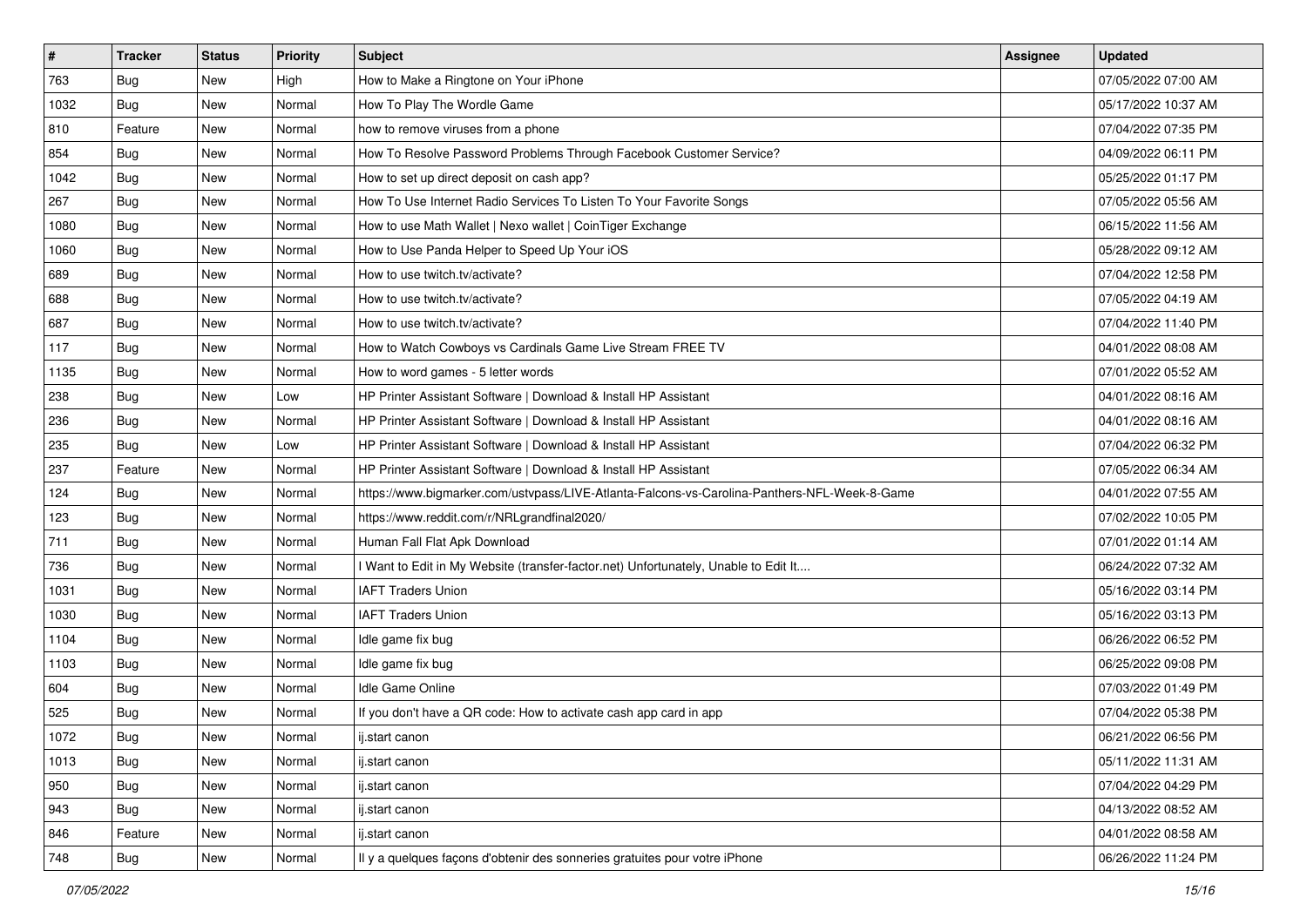| # | Tracker | Status | Priority | Subject | Assignee | Updated |
|---|---|---|---|---|---|---|
| 763 | Bug | New | High | How to Make a Ringtone on Your iPhone | | 07/05/2022 07:00 AM |
| 1032 | Bug | New | Normal | How To Play The Wordle Game | | 05/17/2022 10:37 AM |
| 810 | Feature | New | Normal | how to remove viruses from a phone | | 07/04/2022 07:35 PM |
| 854 | Bug | New | Normal | How To Resolve Password Problems Through Facebook Customer Service? | | 04/09/2022 06:11 PM |
| 1042 | Bug | New | Normal | How to set up direct deposit on cash app? | | 05/25/2022 01:17 PM |
| 267 | Bug | New | Normal | How To Use Internet Radio Services To Listen To Your Favorite Songs | | 07/05/2022 05:56 AM |
| 1080 | Bug | New | Normal | How to use Math Wallet \| Nexo wallet \| CoinTiger Exchange | | 06/15/2022 11:56 AM |
| 1060 | Bug | New | Normal | How to Use Panda Helper to Speed Up Your iOS | | 05/28/2022 09:12 AM |
| 689 | Bug | New | Normal | How to use twitch.tv/activate? | | 07/04/2022 12:58 PM |
| 688 | Bug | New | Normal | How to use twitch.tv/activate? | | 07/05/2022 04:19 AM |
| 687 | Bug | New | Normal | How to use twitch.tv/activate? | | 07/04/2022 11:40 PM |
| 117 | Bug | New | Normal | How to Watch Cowboys vs Cardinals Game Live Stream FREE TV | | 04/01/2022 08:08 AM |
| 1135 | Bug | New | Normal | How to word games - 5 letter words | | 07/01/2022 05:52 AM |
| 238 | Bug | New | Low | HP Printer Assistant Software \| Download & Install HP Assistant | | 04/01/2022 08:16 AM |
| 236 | Bug | New | Normal | HP Printer Assistant Software \| Download & Install HP Assistant | | 04/01/2022 08:16 AM |
| 235 | Bug | New | Low | HP Printer Assistant Software \| Download & Install HP Assistant | | 07/04/2022 06:32 PM |
| 237 | Feature | New | Normal | HP Printer Assistant Software \| Download & Install HP Assistant | | 07/05/2022 06:34 AM |
| 124 | Bug | New | Normal | https://www.bigmarker.com/ustvpass/LIVE-Atlanta-Falcons-vs-Carolina-Panthers-NFL-Week-8-Game | | 04/01/2022 07:55 AM |
| 123 | Bug | New | Normal | https://www.reddit.com/r/NRLgrandfinal2020/ | | 07/02/2022 10:05 PM |
| 711 | Bug | New | Normal | Human Fall Flat Apk Download | | 07/01/2022 01:14 AM |
| 736 | Bug | New | Normal | I Want to Edit in My Website (transfer-factor.net) Unfortunately, Unable to Edit It.... | | 06/24/2022 07:32 AM |
| 1031 | Bug | New | Normal | IAFT Traders Union | | 05/16/2022 03:14 PM |
| 1030 | Bug | New | Normal | IAFT Traders Union | | 05/16/2022 03:13 PM |
| 1104 | Bug | New | Normal | Idle game fix bug | | 06/26/2022 06:52 PM |
| 1103 | Bug | New | Normal | Idle game fix bug | | 06/25/2022 09:08 PM |
| 604 | Bug | New | Normal | Idle Game Online | | 07/03/2022 01:49 PM |
| 525 | Bug | New | Normal | If you don't have a QR code: How to activate cash app card in app | | 07/04/2022 05:38 PM |
| 1072 | Bug | New | Normal | ij.start canon | | 06/21/2022 06:56 PM |
| 1013 | Bug | New | Normal | ij.start canon | | 05/11/2022 11:31 AM |
| 950 | Bug | New | Normal | ij.start canon | | 07/04/2022 04:29 PM |
| 943 | Bug | New | Normal | ij.start canon | | 04/13/2022 08:52 AM |
| 846 | Feature | New | Normal | ij.start canon | | 04/01/2022 08:58 AM |
| 748 | Bug | New | Normal | Il y a quelques façons d'obtenir des sonneries gratuites pour votre iPhone | | 06/26/2022 11:24 PM |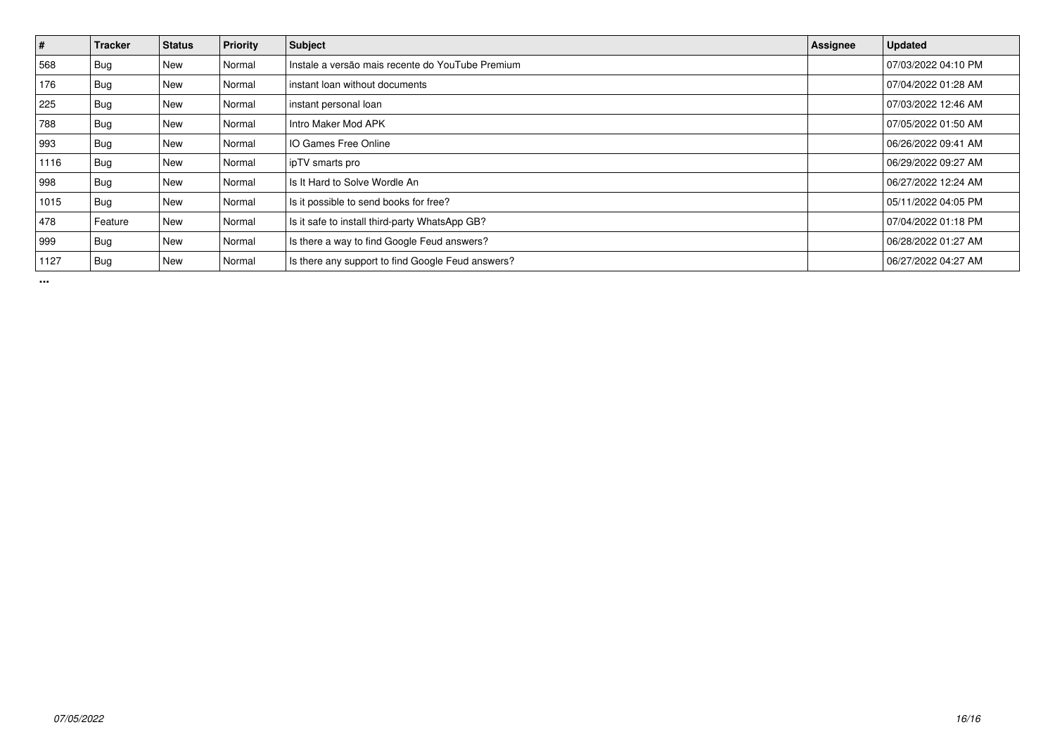| # | Tracker | Status | Priority | Subject | Assignee | Updated |
|---|---|---|---|---|---|---|
| 568 | Bug | New | Normal | Instale a versão mais recente do YouTube Premium | | 07/03/2022 04:10 PM |
| 176 | Bug | New | Normal | instant loan without documents | | 07/04/2022 01:28 AM |
| 225 | Bug | New | Normal | instant personal loan | | 07/03/2022 12:46 AM |
| 788 | Bug | New | Normal | Intro Maker Mod APK | | 07/05/2022 01:50 AM |
| 993 | Bug | New | Normal | IO Games Free Online | | 06/26/2022 09:41 AM |
| 1116 | Bug | New | Normal | ipTV smarts pro | | 06/29/2022 09:27 AM |
| 998 | Bug | New | Normal | Is It Hard to Solve Wordle An | | 06/27/2022 12:24 AM |
| 1015 | Bug | New | Normal | Is it possible to send books for free? | | 05/11/2022 04:05 PM |
| 478 | Feature | New | Normal | Is it safe to install third-party WhatsApp GB? | | 07/04/2022 01:18 PM |
| 999 | Bug | New | Normal | Is there a way to find Google Feud answers? | | 06/28/2022 01:27 AM |
| 1127 | Bug | New | Normal | Is there any support to find Google Feud answers? | | 06/27/2022 04:27 AM |

...